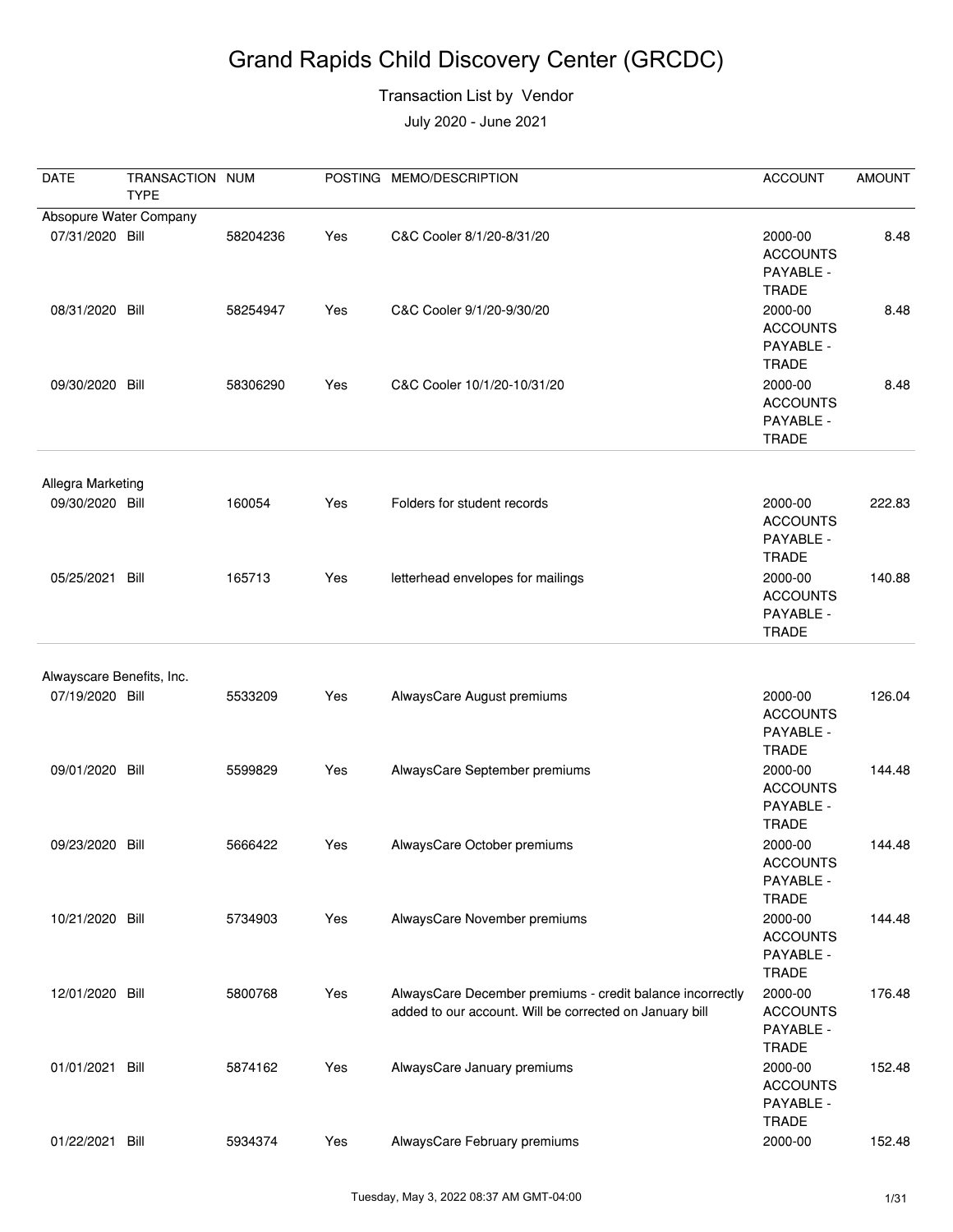# Grand Rapids Child Discovery Center (GRCDC)

Transaction List by Vendor

July 2020 - June 2021

| DATE | TRANSACTION TYPE | NUM | POSTING | MEMO/DESCRIPTION | ACCOUNT | AMOUNT |
|---|---|---|---|---|---|---|
| Absopure Water Company | | | | | | |
| 07/31/2020 | Bill | 58204236 | Yes | C&C Cooler 8/1/20-8/31/20 | 2000-00 ACCOUNTS PAYABLE - TRADE | 8.48 |
| 08/31/2020 | Bill | 58254947 | Yes | C&C Cooler 9/1/20-9/30/20 | 2000-00 ACCOUNTS PAYABLE - TRADE | 8.48 |
| 09/30/2020 | Bill | 58306290 | Yes | C&C Cooler 10/1/20-10/31/20 | 2000-00 ACCOUNTS PAYABLE - TRADE | 8.48 |
| Allegra Marketing | | | | | | |
| 09/30/2020 | Bill | 160054 | Yes | Folders for student records | 2000-00 ACCOUNTS PAYABLE - TRADE | 222.83 |
| 05/25/2021 | Bill | 165713 | Yes | letterhead envelopes for mailings | 2000-00 ACCOUNTS PAYABLE - TRADE | 140.88 |
| Alwayscare Benefits, Inc. | | | | | | |
| 07/19/2020 | Bill | 5533209 | Yes | AlwaysCare August premiums | 2000-00 ACCOUNTS PAYABLE - TRADE | 126.04 |
| 09/01/2020 | Bill | 5599829 | Yes | AlwaysCare September premiums | 2000-00 ACCOUNTS PAYABLE - TRADE | 144.48 |
| 09/23/2020 | Bill | 5666422 | Yes | AlwaysCare October premiums | 2000-00 ACCOUNTS PAYABLE - TRADE | 144.48 |
| 10/21/2020 | Bill | 5734903 | Yes | AlwaysCare November premiums | 2000-00 ACCOUNTS PAYABLE - TRADE | 144.48 |
| 12/01/2020 | Bill | 5800768 | Yes | AlwaysCare December premiums - credit balance incorrectly added to our account. Will be corrected on January bill | 2000-00 ACCOUNTS PAYABLE - TRADE | 176.48 |
| 01/01/2021 | Bill | 5874162 | Yes | AlwaysCare January premiums | 2000-00 ACCOUNTS PAYABLE - TRADE | 152.48 |
| 01/22/2021 | Bill | 5934374 | Yes | AlwaysCare February premiums | 2000-00 | 152.48 |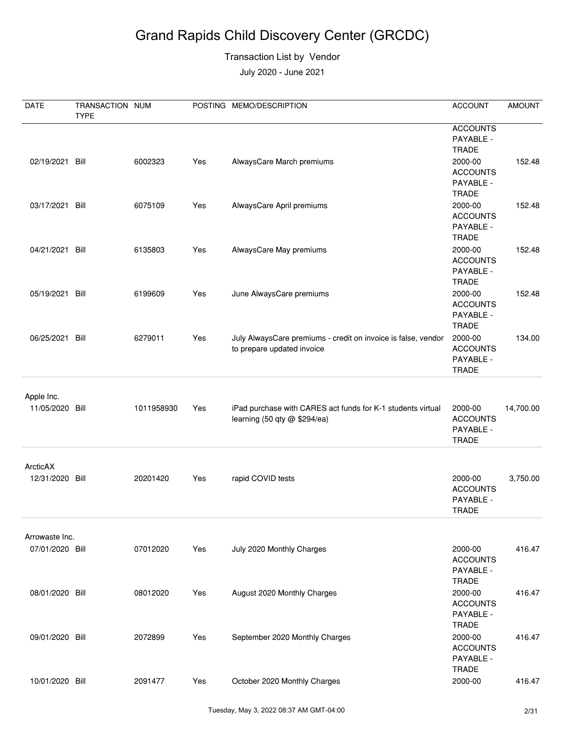# Grand Rapids Child Discovery Center (GRCDC)

Transaction List by Vendor

July 2020 - June 2021

| DATE | TRANSACTION TYPE | NUM | POSTING | MEMO/DESCRIPTION | ACCOUNT | AMOUNT |
|---|---|---|---|---|---|---|
| | | | | | ACCOUNTS PAYABLE - TRADE | |
| 02/19/2021 | Bill | 6002323 | Yes | AlwaysCare March premiums | 2000-00 ACCOUNTS PAYABLE - TRADE | 152.48 |
| 03/17/2021 | Bill | 6075109 | Yes | AlwaysCare April premiums | 2000-00 ACCOUNTS PAYABLE - TRADE | 152.48 |
| 04/21/2021 | Bill | 6135803 | Yes | AlwaysCare May premiums | 2000-00 ACCOUNTS PAYABLE - TRADE | 152.48 |
| 05/19/2021 | Bill | 6199609 | Yes | June AlwaysCare premiums | 2000-00 ACCOUNTS PAYABLE - TRADE | 152.48 |
| 06/25/2021 | Bill | 6279011 | Yes | July AlwaysCare premiums - credit on invoice is false, vendor to prepare updated invoice | 2000-00 ACCOUNTS PAYABLE - TRADE | 134.00 |
| Apple Inc. | | | | | | |
| 11/05/2020 | Bill | 1011958930 | Yes | iPad purchase with CARES act funds for K-1 students virtual learning (50 qty @ $294/ea) | 2000-00 ACCOUNTS PAYABLE - TRADE | 14,700.00 |
| ArcticAX | | | | | | |
| 12/31/2020 | Bill | 20201420 | Yes | rapid COVID tests | 2000-00 ACCOUNTS PAYABLE - TRADE | 3,750.00 |
| Arrowaste Inc. | | | | | | |
| 07/01/2020 | Bill | 07012020 | Yes | July 2020 Monthly Charges | 2000-00 ACCOUNTS PAYABLE - TRADE | 416.47 |
| 08/01/2020 | Bill | 08012020 | Yes | August 2020 Monthly Charges | 2000-00 ACCOUNTS PAYABLE - TRADE | 416.47 |
| 09/01/2020 | Bill | 2072899 | Yes | September 2020 Monthly Charges | 2000-00 ACCOUNTS PAYABLE - TRADE | 416.47 |
| 10/01/2020 | Bill | 2091477 | Yes | October 2020 Monthly Charges | 2000-00 | 416.47 |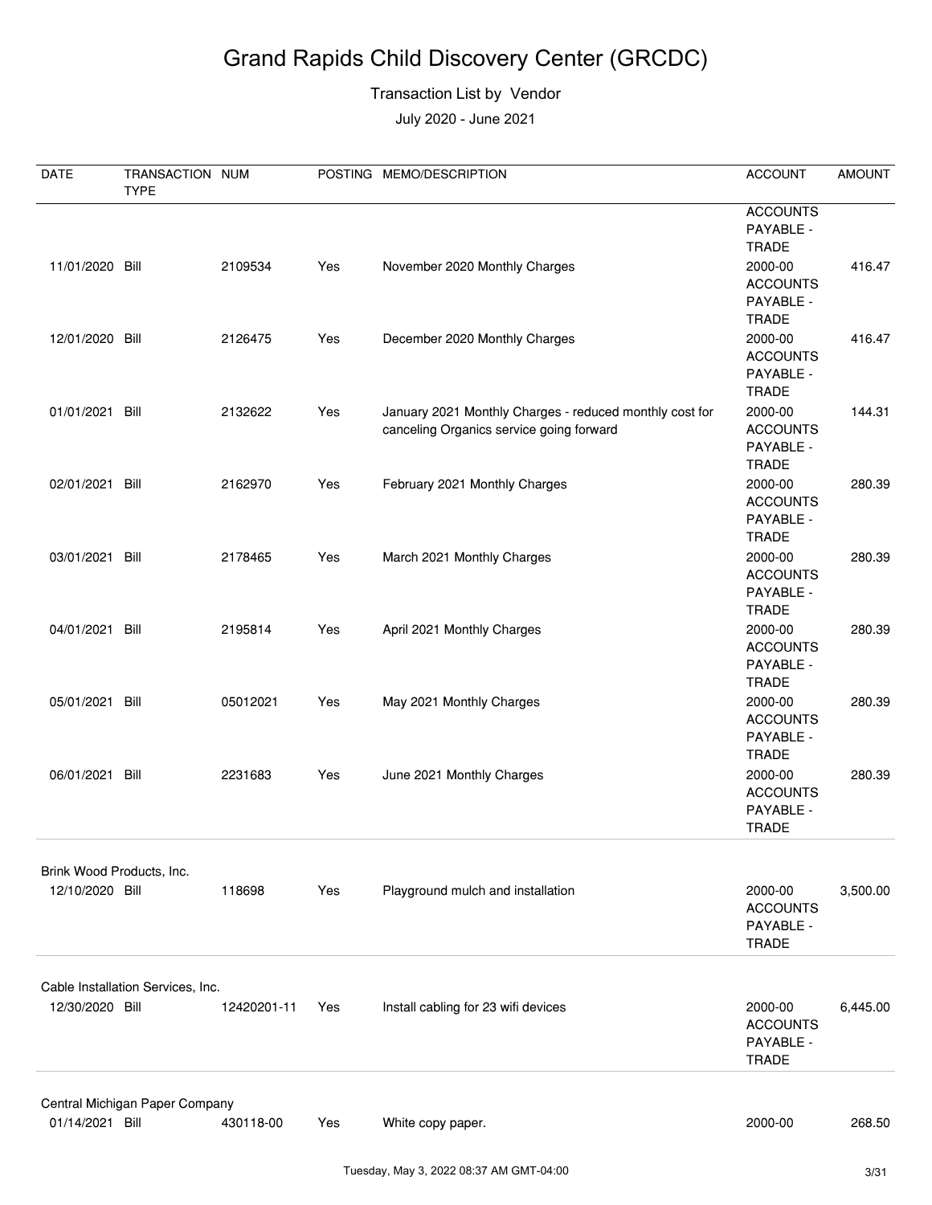# Grand Rapids Child Discovery Center (GRCDC)

Transaction List by Vendor

July 2020 - June 2021

| DATE | TRANSACTION TYPE | NUM | POSTING | MEMO/DESCRIPTION | ACCOUNT | AMOUNT |
|---|---|---|---|---|---|---|
| | | | | | ACCOUNTS PAYABLE - TRADE | |
| 11/01/2020 | Bill | 2109534 | Yes | November 2020 Monthly Charges | 2000-00 ACCOUNTS PAYABLE - TRADE | 416.47 |
| 12/01/2020 | Bill | 2126475 | Yes | December 2020 Monthly Charges | 2000-00 ACCOUNTS PAYABLE - TRADE | 416.47 |
| 01/01/2021 | Bill | 2132622 | Yes | January 2021 Monthly Charges - reduced monthly cost for canceling Organics service going forward | 2000-00 ACCOUNTS PAYABLE - TRADE | 144.31 |
| 02/01/2021 | Bill | 2162970 | Yes | February 2021 Monthly Charges | 2000-00 ACCOUNTS PAYABLE - TRADE | 280.39 |
| 03/01/2021 | Bill | 2178465 | Yes | March 2021 Monthly Charges | 2000-00 ACCOUNTS PAYABLE - TRADE | 280.39 |
| 04/01/2021 | Bill | 2195814 | Yes | April 2021 Monthly Charges | 2000-00 ACCOUNTS PAYABLE - TRADE | 280.39 |
| 05/01/2021 | Bill | 05012021 | Yes | May 2021 Monthly Charges | 2000-00 ACCOUNTS PAYABLE - TRADE | 280.39 |
| 06/01/2021 | Bill | 2231683 | Yes | June 2021 Monthly Charges | 2000-00 ACCOUNTS PAYABLE - TRADE | 280.39 |
| **Brink Wood Products, Inc.** | | | | | | |
| 12/10/2020 | Bill | 118698 | Yes | Playground mulch and installation | 2000-00 ACCOUNTS PAYABLE - TRADE | 3,500.00 |
| **Cable Installation Services, Inc.** | | | | | | |
| 12/30/2020 | Bill | 12420201-11 | Yes | Install cabling for 23 wifi devices | 2000-00 ACCOUNTS PAYABLE - TRADE | 6,445.00 |
| **Central Michigan Paper Company** | | | | | | |
| 01/14/2021 | Bill | 430118-00 | Yes | White copy paper. | 2000-00 | 268.50 |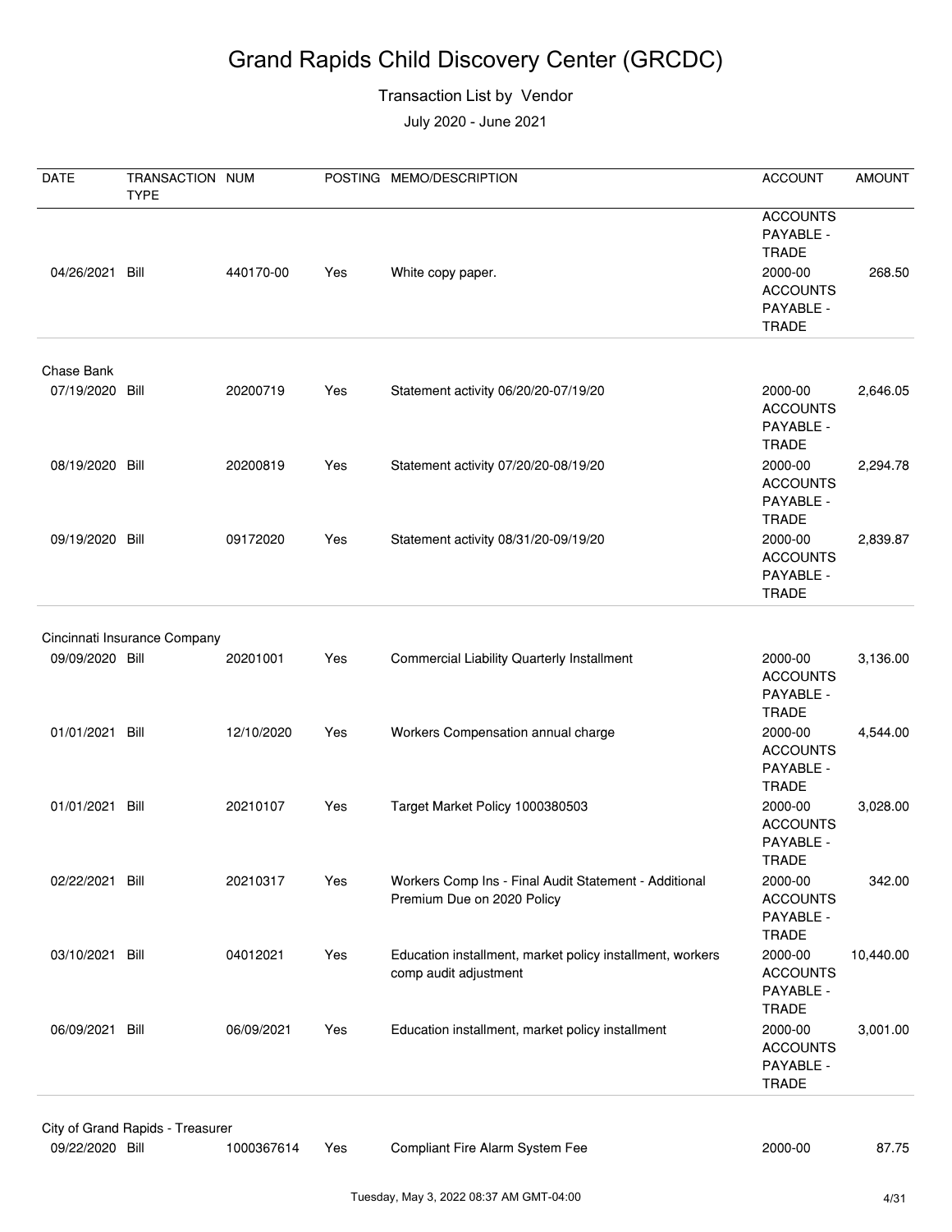# Grand Rapids Child Discovery Center (GRCDC)

Transaction List by Vendor

July 2020 - June 2021

| DATE | TRANSACTION TYPE | NUM | POSTING | MEMO/DESCRIPTION | ACCOUNT | AMOUNT |
|---|---|---|---|---|---|---|
| | | | | | ACCOUNTS PAYABLE - TRADE | |
| 04/26/2021 | Bill | 440170-00 | Yes | White copy paper. | 2000-00 ACCOUNTS PAYABLE - TRADE | 268.50 |
| **Chase Bank** | | | | | | |
| 07/19/2020 | Bill | 20200719 | Yes | Statement activity 06/20/20-07/19/20 | 2000-00 ACCOUNTS PAYABLE - TRADE | 2,646.05 |
| 08/19/2020 | Bill | 20200819 | Yes | Statement activity 07/20/20-08/19/20 | 2000-00 ACCOUNTS PAYABLE - TRADE | 2,294.78 |
| 09/19/2020 | Bill | 09172020 | Yes | Statement activity 08/31/20-09/19/20 | 2000-00 ACCOUNTS PAYABLE - TRADE | 2,839.87 |
| **Cincinnati Insurance Company** | | | | | | |
| 09/09/2020 | Bill | 20201001 | Yes | Commercial Liability Quarterly Installment | 2000-00 ACCOUNTS PAYABLE - TRADE | 3,136.00 |
| 01/01/2021 | Bill | 12/10/2020 | Yes | Workers Compensation annual charge | 2000-00 ACCOUNTS PAYABLE - TRADE | 4,544.00 |
| 01/01/2021 | Bill | 20210107 | Yes | Target Market Policy 1000380503 | 2000-00 ACCOUNTS PAYABLE - TRADE | 3,028.00 |
| 02/22/2021 | Bill | 20210317 | Yes | Workers Comp Ins - Final Audit Statement - Additional Premium Due on 2020 Policy | 2000-00 ACCOUNTS PAYABLE - TRADE | 342.00 |
| 03/10/2021 | Bill | 04012021 | Yes | Education installment, market policy installment, workers comp audit adjustment | 2000-00 ACCOUNTS PAYABLE - TRADE | 10,440.00 |
| 06/09/2021 | Bill | 06/09/2021 | Yes | Education installment, market policy installment | 2000-00 ACCOUNTS PAYABLE - TRADE | 3,001.00 |
| **City of Grand Rapids - Treasurer** | | | | | | |
| 09/22/2020 | Bill | 1000367614 | Yes | Compliant Fire Alarm System Fee | 2000-00 | 87.75 |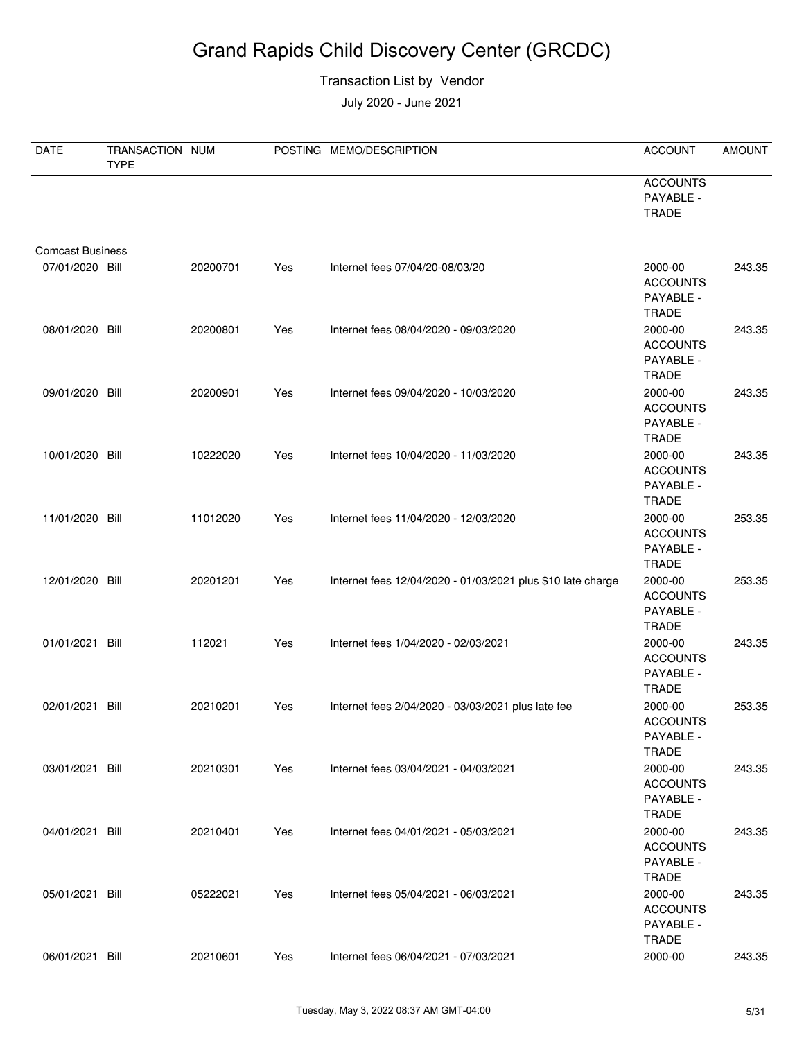# Grand Rapids Child Discovery Center (GRCDC)

Transaction List by Vendor

July 2020 - June 2021

| DATE | TRANSACTION TYPE | NUM | POSTING | MEMO/DESCRIPTION | ACCOUNT | AMOUNT |
|---|---|---|---|---|---|---|
| | | | | | ACCOUNTS PAYABLE - TRADE | |
| Comcast Business | | | | | | |
| 07/01/2020 | Bill | 20200701 | Yes | Internet fees 07/04/20-08/03/20 | 2000-00 ACCOUNTS PAYABLE - TRADE | 243.35 |
| 08/01/2020 | Bill | 20200801 | Yes | Internet fees 08/04/2020 - 09/03/2020 | 2000-00 ACCOUNTS PAYABLE - TRADE | 243.35 |
| 09/01/2020 | Bill | 20200901 | Yes | Internet fees 09/04/2020 - 10/03/2020 | 2000-00 ACCOUNTS PAYABLE - TRADE | 243.35 |
| 10/01/2020 | Bill | 10222020 | Yes | Internet fees 10/04/2020 - 11/03/2020 | 2000-00 ACCOUNTS PAYABLE - TRADE | 243.35 |
| 11/01/2020 | Bill | 11012020 | Yes | Internet fees 11/04/2020 - 12/03/2020 | 2000-00 ACCOUNTS PAYABLE - TRADE | 253.35 |
| 12/01/2020 | Bill | 20201201 | Yes | Internet fees 12/04/2020 - 01/03/2021 plus $10 late charge | 2000-00 ACCOUNTS PAYABLE - TRADE | 253.35 |
| 01/01/2021 | Bill | 112021 | Yes | Internet fees 1/04/2020 - 02/03/2021 | 2000-00 ACCOUNTS PAYABLE - TRADE | 243.35 |
| 02/01/2021 | Bill | 20210201 | Yes | Internet fees 2/04/2020 - 03/03/2021 plus late fee | 2000-00 ACCOUNTS PAYABLE - TRADE | 253.35 |
| 03/01/2021 | Bill | 20210301 | Yes | Internet fees 03/04/2021 - 04/03/2021 | 2000-00 ACCOUNTS PAYABLE - TRADE | 243.35 |
| 04/01/2021 | Bill | 20210401 | Yes | Internet fees 04/01/2021 - 05/03/2021 | 2000-00 ACCOUNTS PAYABLE - TRADE | 243.35 |
| 05/01/2021 | Bill | 05222021 | Yes | Internet fees 05/04/2021 - 06/03/2021 | 2000-00 ACCOUNTS PAYABLE - TRADE | 243.35 |
| 06/01/2021 | Bill | 20210601 | Yes | Internet fees 06/04/2021 - 07/03/2021 | 2000-00 | 243.35 |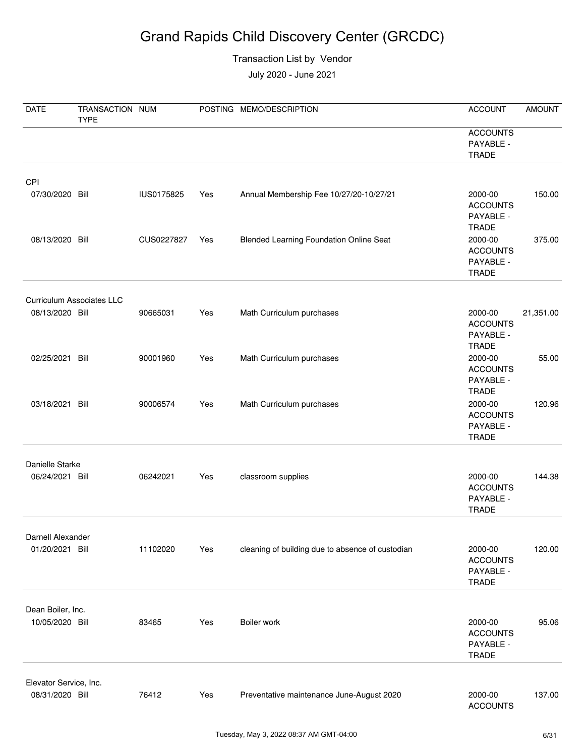# Grand Rapids Child Discovery Center (GRCDC)

Transaction List by Vendor

July 2020 - June 2021

| DATE | TRANSACTION TYPE | NUM | POSTING | MEMO/DESCRIPTION | ACCOUNT | AMOUNT |
|---|---|---|---|---|---|---|
| | | | | | ACCOUNTS PAYABLE - TRADE | |
| **CPI** | | | | | | |
| 07/30/2020 | Bill | IUS0175825 | Yes | Annual Membership Fee 10/27/20-10/27/21 | 2000-00 ACCOUNTS PAYABLE - TRADE | 150.00 |
| 08/13/2020 | Bill | CUS0227827 | Yes | Blended Learning Foundation Online Seat | 2000-00 ACCOUNTS PAYABLE - TRADE | 375.00 |
| **Curriculum Associates LLC** | | | | | | |
| 08/13/2020 | Bill | 90665031 | Yes | Math Curriculum purchases | 2000-00 ACCOUNTS PAYABLE - TRADE | 21,351.00 |
| 02/25/2021 | Bill | 90001960 | Yes | Math Curriculum purchases | 2000-00 ACCOUNTS PAYABLE - TRADE | 55.00 |
| 03/18/2021 | Bill | 90006574 | Yes | Math Curriculum purchases | 2000-00 ACCOUNTS PAYABLE - TRADE | 120.96 |
| **Danielle Starke** | | | | | | |
| 06/24/2021 | Bill | 06242021 | Yes | classroom supplies | 2000-00 ACCOUNTS PAYABLE - TRADE | 144.38 |
| **Darnell Alexander** | | | | | | |
| 01/20/2021 | Bill | 11102020 | Yes | cleaning of building due to absence of custodian | 2000-00 ACCOUNTS PAYABLE - TRADE | 120.00 |
| **Dean Boiler, Inc.** | | | | | | |
| 10/05/2020 | Bill | 83465 | Yes | Boiler work | 2000-00 ACCOUNTS PAYABLE - TRADE | 95.06 |
| **Elevator Service, Inc.** | | | | | | |
| 08/31/2020 | Bill | 76412 | Yes | Preventative maintenance June-August 2020 | 2000-00 ACCOUNTS | 137.00 |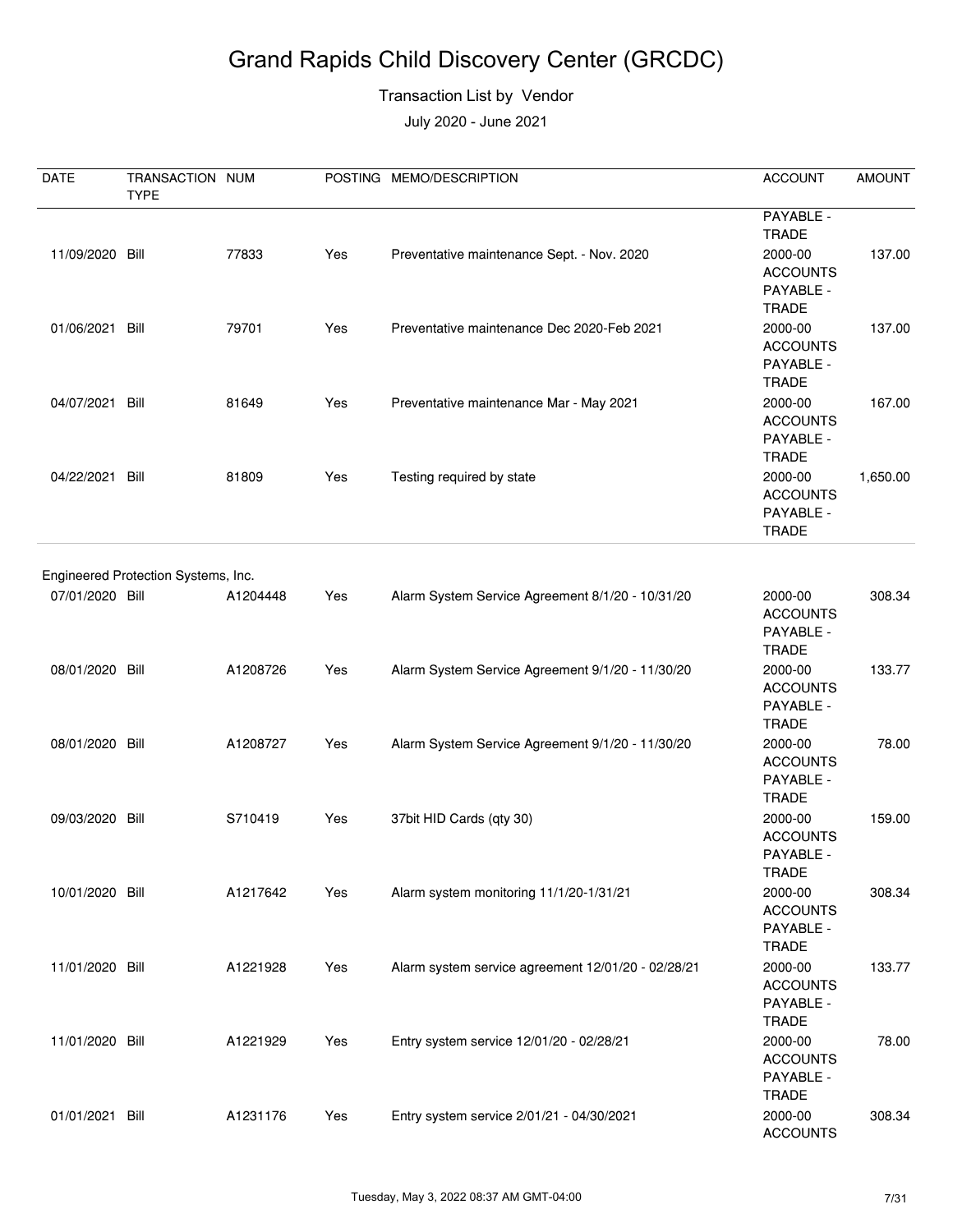# Grand Rapids Child Discovery Center (GRCDC)

Transaction List by Vendor

July 2020 - June 2021

| DATE | TRANSACTION TYPE | NUM | POSTING | MEMO/DESCRIPTION | ACCOUNT | AMOUNT |
|---|---|---|---|---|---|---|
| | | | | | PAYABLE - TRADE | |
| 11/09/2020 | Bill | 77833 | Yes | Preventative maintenance Sept. - Nov. 2020 | 2000-00 ACCOUNTS PAYABLE - TRADE | 137.00 |
| 01/06/2021 | Bill | 79701 | Yes | Preventative maintenance Dec 2020-Feb 2021 | 2000-00 ACCOUNTS PAYABLE - TRADE | 137.00 |
| 04/07/2021 | Bill | 81649 | Yes | Preventative maintenance Mar - May 2021 | 2000-00 ACCOUNTS PAYABLE - TRADE | 167.00 |
| 04/22/2021 | Bill | 81809 | Yes | Testing required by state | 2000-00 ACCOUNTS PAYABLE - TRADE | 1,650.00 |
| **Engineered Protection Systems, Inc.** | | | | | | |
| 07/01/2020 | Bill | A1204448 | Yes | Alarm System Service Agreement 8/1/20 - 10/31/20 | 2000-00 ACCOUNTS PAYABLE - TRADE | 308.34 |
| 08/01/2020 | Bill | A1208726 | Yes | Alarm System Service Agreement 9/1/20 - 11/30/20 | 2000-00 ACCOUNTS PAYABLE - TRADE | 133.77 |
| 08/01/2020 | Bill | A1208727 | Yes | Alarm System Service Agreement 9/1/20 - 11/30/20 | 2000-00 ACCOUNTS PAYABLE - TRADE | 78.00 |
| 09/03/2020 | Bill | S710419 | Yes | 37bit HID Cards (qty 30) | 2000-00 ACCOUNTS PAYABLE - TRADE | 159.00 |
| 10/01/2020 | Bill | A1217642 | Yes | Alarm system monitoring 11/1/20-1/31/21 | 2000-00 ACCOUNTS PAYABLE - TRADE | 308.34 |
| 11/01/2020 | Bill | A1221928 | Yes | Alarm system service agreement 12/01/20 - 02/28/21 | 2000-00 ACCOUNTS PAYABLE - TRADE | 133.77 |
| 11/01/2020 | Bill | A1221929 | Yes | Entry system service 12/01/20 - 02/28/21 | 2000-00 ACCOUNTS PAYABLE - TRADE | 78.00 |
| 01/01/2021 | Bill | A1231176 | Yes | Entry system service 2/01/21 - 04/30/2021 | 2000-00 ACCOUNTS | 308.34 |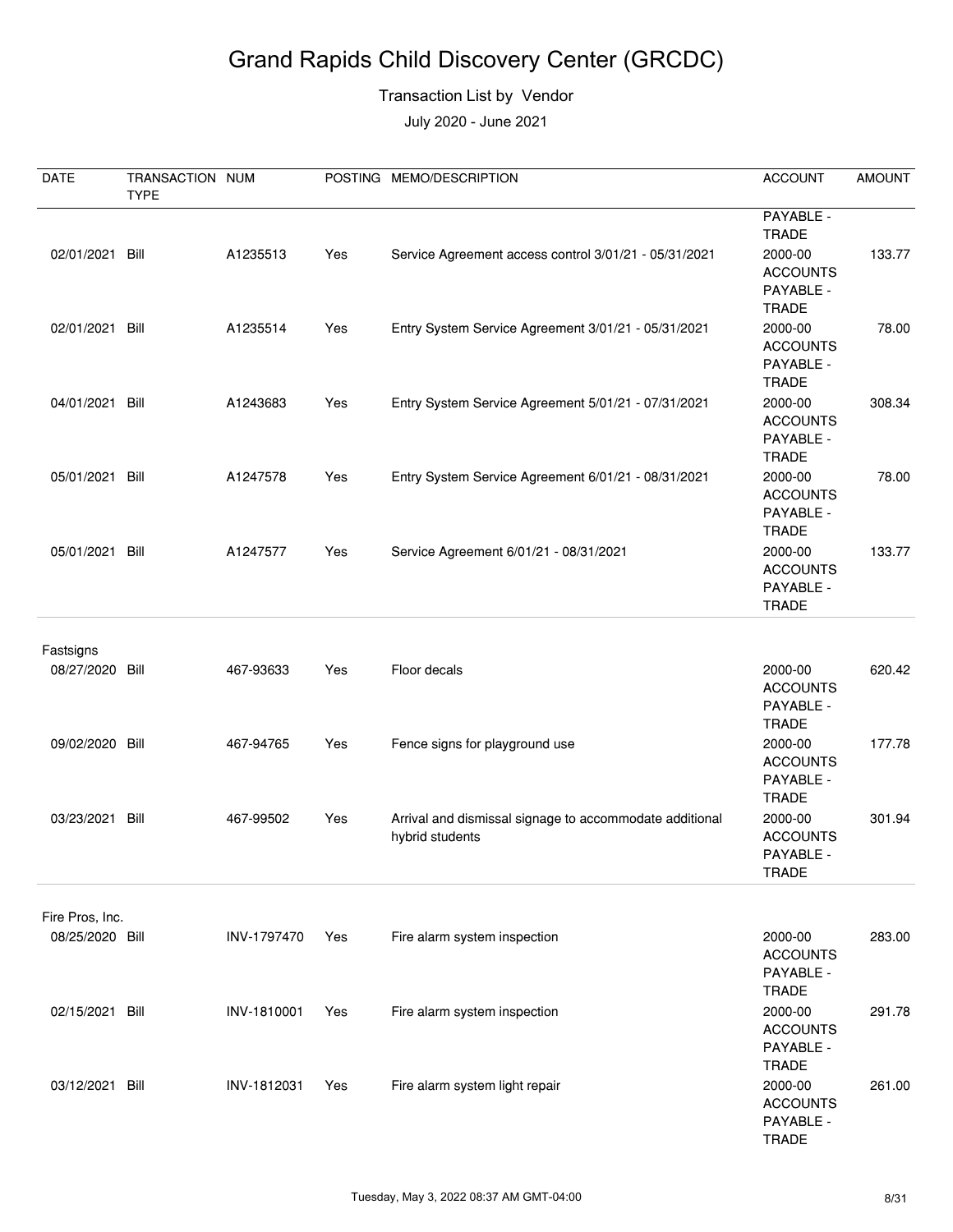# Grand Rapids Child Discovery Center (GRCDC)

Transaction List by Vendor

July 2020 - June 2021

| DATE | TRANSACTION TYPE | NUM | POSTING | MEMO/DESCRIPTION | ACCOUNT | AMOUNT |
|---|---|---|---|---|---|---|
| | | | | | PAYABLE - TRADE | |
| 02/01/2021 | Bill | A1235513 | Yes | Service Agreement access control 3/01/21 - 05/31/2021 | 2000-00 ACCOUNTS PAYABLE - TRADE | 133.77 |
| 02/01/2021 | Bill | A1235514 | Yes | Entry System Service Agreement 3/01/21 - 05/31/2021 | 2000-00 ACCOUNTS PAYABLE - TRADE | 78.00 |
| 04/01/2021 | Bill | A1243683 | Yes | Entry System Service Agreement 5/01/21 - 07/31/2021 | 2000-00 ACCOUNTS PAYABLE - TRADE | 308.34 |
| 05/01/2021 | Bill | A1247578 | Yes | Entry System Service Agreement 6/01/21 - 08/31/2021 | 2000-00 ACCOUNTS PAYABLE - TRADE | 78.00 |
| 05/01/2021 | Bill | A1247577 | Yes | Service Agreement 6/01/21 - 08/31/2021 | 2000-00 ACCOUNTS PAYABLE - TRADE | 133.77 |
| **Fastsigns** | | | | | | |
| 08/27/2020 | Bill | 467-93633 | Yes | Floor decals | 2000-00 ACCOUNTS PAYABLE - TRADE | 620.42 |
| 09/02/2020 | Bill | 467-94765 | Yes | Fence signs for playground use | 2000-00 ACCOUNTS PAYABLE - TRADE | 177.78 |
| 03/23/2021 | Bill | 467-99502 | Yes | Arrival and dismissal signage to accommodate additional hybrid students | 2000-00 ACCOUNTS PAYABLE - TRADE | 301.94 |
| **Fire Pros, Inc.** | | | | | | |
| 08/25/2020 | Bill | INV-1797470 | Yes | Fire alarm system inspection | 2000-00 ACCOUNTS PAYABLE - TRADE | 283.00 |
| 02/15/2021 | Bill | INV-1810001 | Yes | Fire alarm system inspection | 2000-00 ACCOUNTS PAYABLE - TRADE | 291.78 |
| 03/12/2021 | Bill | INV-1812031 | Yes | Fire alarm system light repair | 2000-00 ACCOUNTS PAYABLE - TRADE | 261.00 |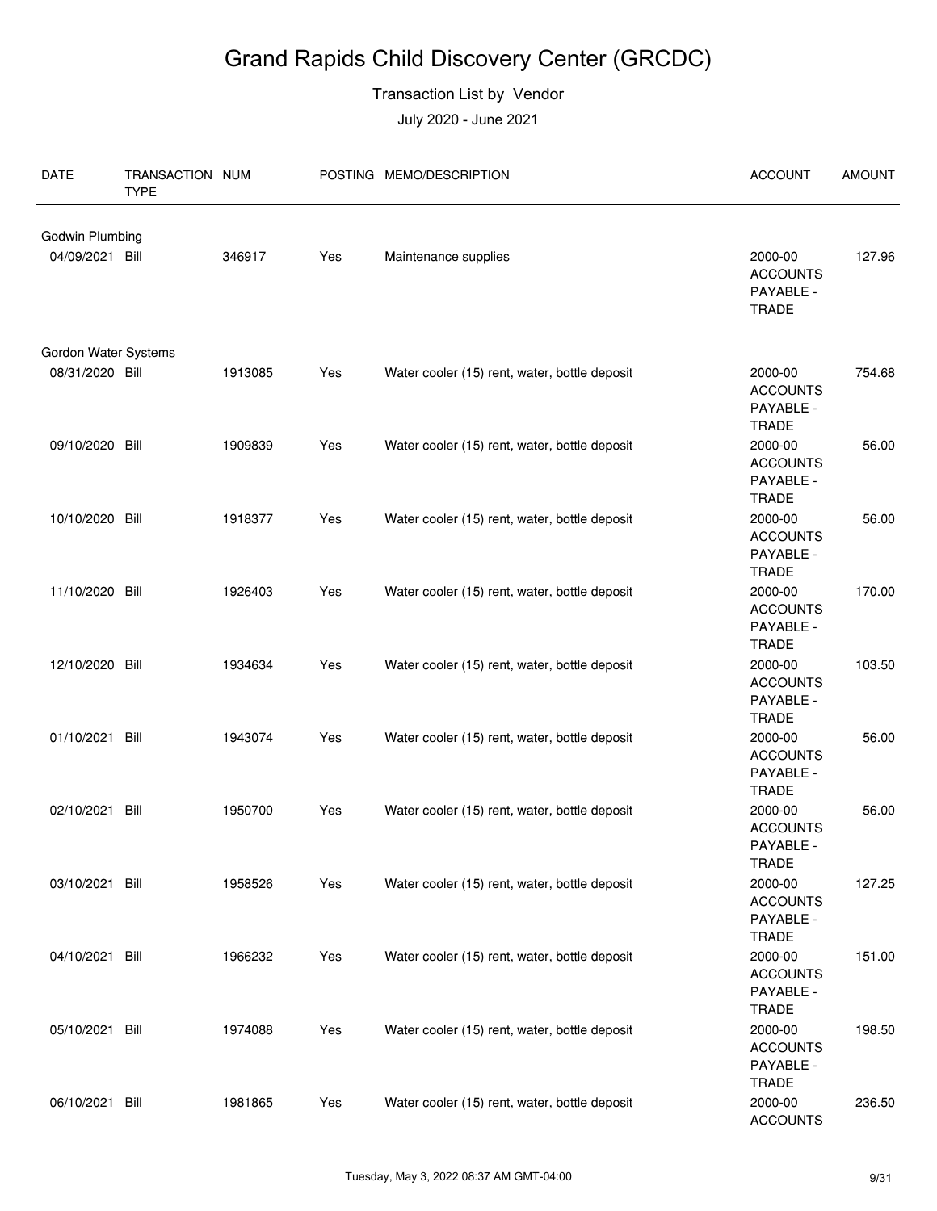# Grand Rapids Child Discovery Center (GRCDC)

Transaction List by Vendor

July 2020 - June 2021

| DATE | TRANSACTION TYPE | NUM | POSTING | MEMO/DESCRIPTION | ACCOUNT | AMOUNT |
|---|---|---|---|---|---|---|
| Godwin Plumbing | | | | | | |
| 04/09/2021 | Bill | 346917 | Yes | Maintenance supplies | 2000-00 ACCOUNTS PAYABLE - TRADE | 127.96 |
| Gordon Water Systems | | | | | | |
| 08/31/2020 | Bill | 1913085 | Yes | Water cooler (15) rent, water, bottle deposit | 2000-00 ACCOUNTS PAYABLE - TRADE | 754.68 |
| 09/10/2020 | Bill | 1909839 | Yes | Water cooler (15) rent, water, bottle deposit | 2000-00 ACCOUNTS PAYABLE - TRADE | 56.00 |
| 10/10/2020 | Bill | 1918377 | Yes | Water cooler (15) rent, water, bottle deposit | 2000-00 ACCOUNTS PAYABLE - TRADE | 56.00 |
| 11/10/2020 | Bill | 1926403 | Yes | Water cooler (15) rent, water, bottle deposit | 2000-00 ACCOUNTS PAYABLE - TRADE | 170.00 |
| 12/10/2020 | Bill | 1934634 | Yes | Water cooler (15) rent, water, bottle deposit | 2000-00 ACCOUNTS PAYABLE - TRADE | 103.50 |
| 01/10/2021 | Bill | 1943074 | Yes | Water cooler (15) rent, water, bottle deposit | 2000-00 ACCOUNTS PAYABLE - TRADE | 56.00 |
| 02/10/2021 | Bill | 1950700 | Yes | Water cooler (15) rent, water, bottle deposit | 2000-00 ACCOUNTS PAYABLE - TRADE | 56.00 |
| 03/10/2021 | Bill | 1958526 | Yes | Water cooler (15) rent, water, bottle deposit | 2000-00 ACCOUNTS PAYABLE - TRADE | 127.25 |
| 04/10/2021 | Bill | 1966232 | Yes | Water cooler (15) rent, water, bottle deposit | 2000-00 ACCOUNTS PAYABLE - TRADE | 151.00 |
| 05/10/2021 | Bill | 1974088 | Yes | Water cooler (15) rent, water, bottle deposit | 2000-00 ACCOUNTS PAYABLE - TRADE | 198.50 |
| 06/10/2021 | Bill | 1981865 | Yes | Water cooler (15) rent, water, bottle deposit | 2000-00 ACCOUNTS | 236.50 |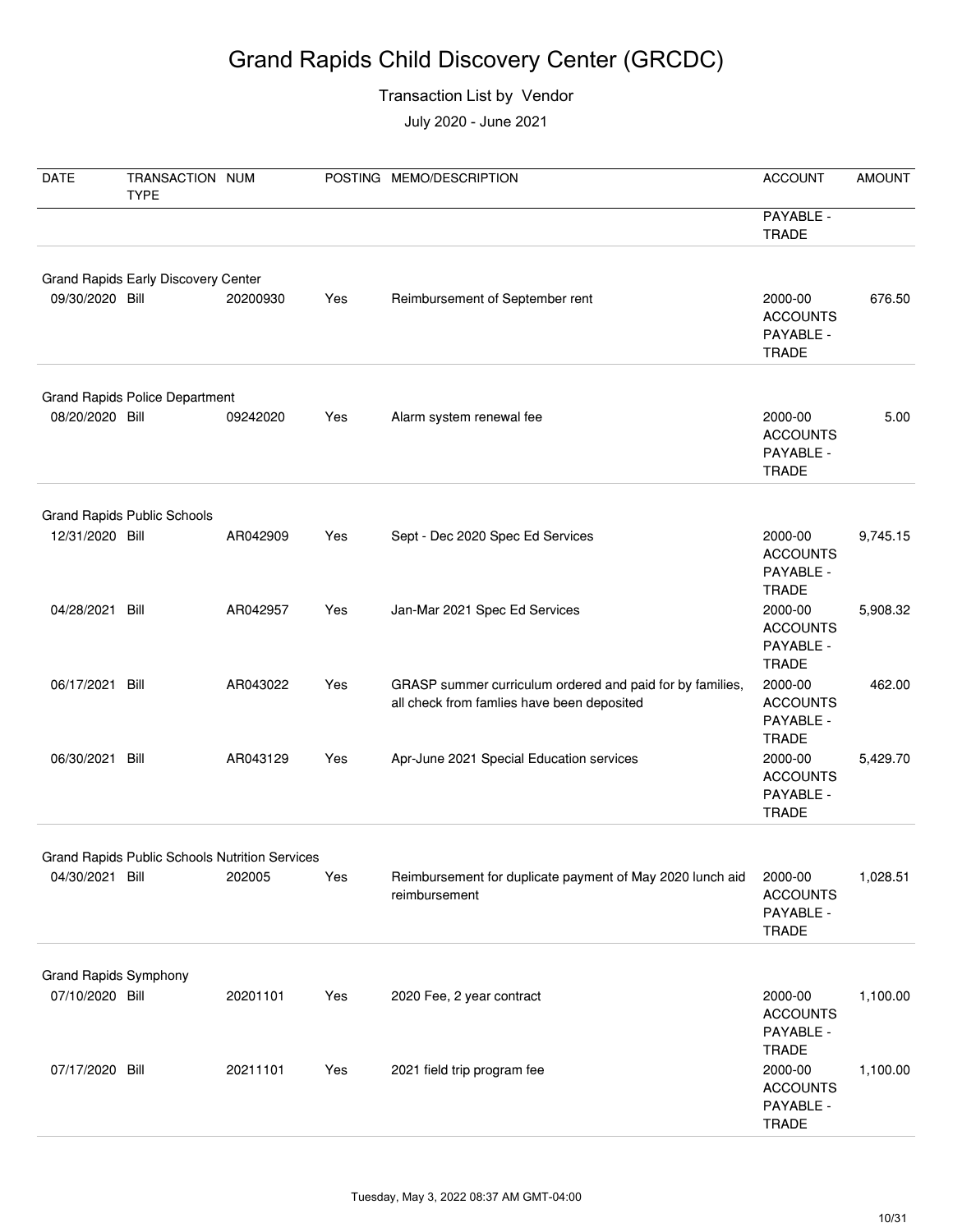# Grand Rapids Child Discovery Center (GRCDC)

Transaction List by Vendor

July 2020 - June 2021

| DATE | TRANSACTION TYPE | NUM | POSTING | MEMO/DESCRIPTION | ACCOUNT | AMOUNT |
|---|---|---|---|---|---|---|
| | | | | | PAYABLE - TRADE | |
| **Grand Rapids Early Discovery Center** | | | | | | |
| 09/30/2020 | Bill | 20200930 | Yes | Reimbursement of September rent | 2000-00 ACCOUNTS PAYABLE - TRADE | 676.50 |
| **Grand Rapids Police Department** | | | | | | |
| 08/20/2020 | Bill | 09242020 | Yes | Alarm system renewal fee | 2000-00 ACCOUNTS PAYABLE - TRADE | 5.00 |
| **Grand Rapids Public Schools** | | | | | | |
| 12/31/2020 | Bill | AR042909 | Yes | Sept - Dec 2020 Spec Ed Services | 2000-00 ACCOUNTS PAYABLE - TRADE | 9,745.15 |
| 04/28/2021 | Bill | AR042957 | Yes | Jan-Mar 2021 Spec Ed Services | 2000-00 ACCOUNTS PAYABLE - TRADE | 5,908.32 |
| 06/17/2021 | Bill | AR043022 | Yes | GRASP summer curriculum ordered and paid for by families, all check from famlies have been deposited | 2000-00 ACCOUNTS PAYABLE - TRADE | 462.00 |
| 06/30/2021 | Bill | AR043129 | Yes | Apr-June 2021 Special Education services | 2000-00 ACCOUNTS PAYABLE - TRADE | 5,429.70 |
| **Grand Rapids Public Schools Nutrition Services** | | | | | | |
| 04/30/2021 | Bill | 202005 | Yes | Reimbursement for duplicate payment of May 2020 lunch aid reimbursement | 2000-00 ACCOUNTS PAYABLE - TRADE | 1,028.51 |
| **Grand Rapids Symphony** | | | | | | |
| 07/10/2020 | Bill | 20201101 | Yes | 2020 Fee, 2 year contract | 2000-00 ACCOUNTS PAYABLE - TRADE | 1,100.00 |
| 07/17/2020 | Bill | 20211101 | Yes | 2021 field trip program fee | 2000-00 ACCOUNTS PAYABLE - TRADE | 1,100.00 |

Tuesday, May 3, 2022 08:37 AM GMT-04:00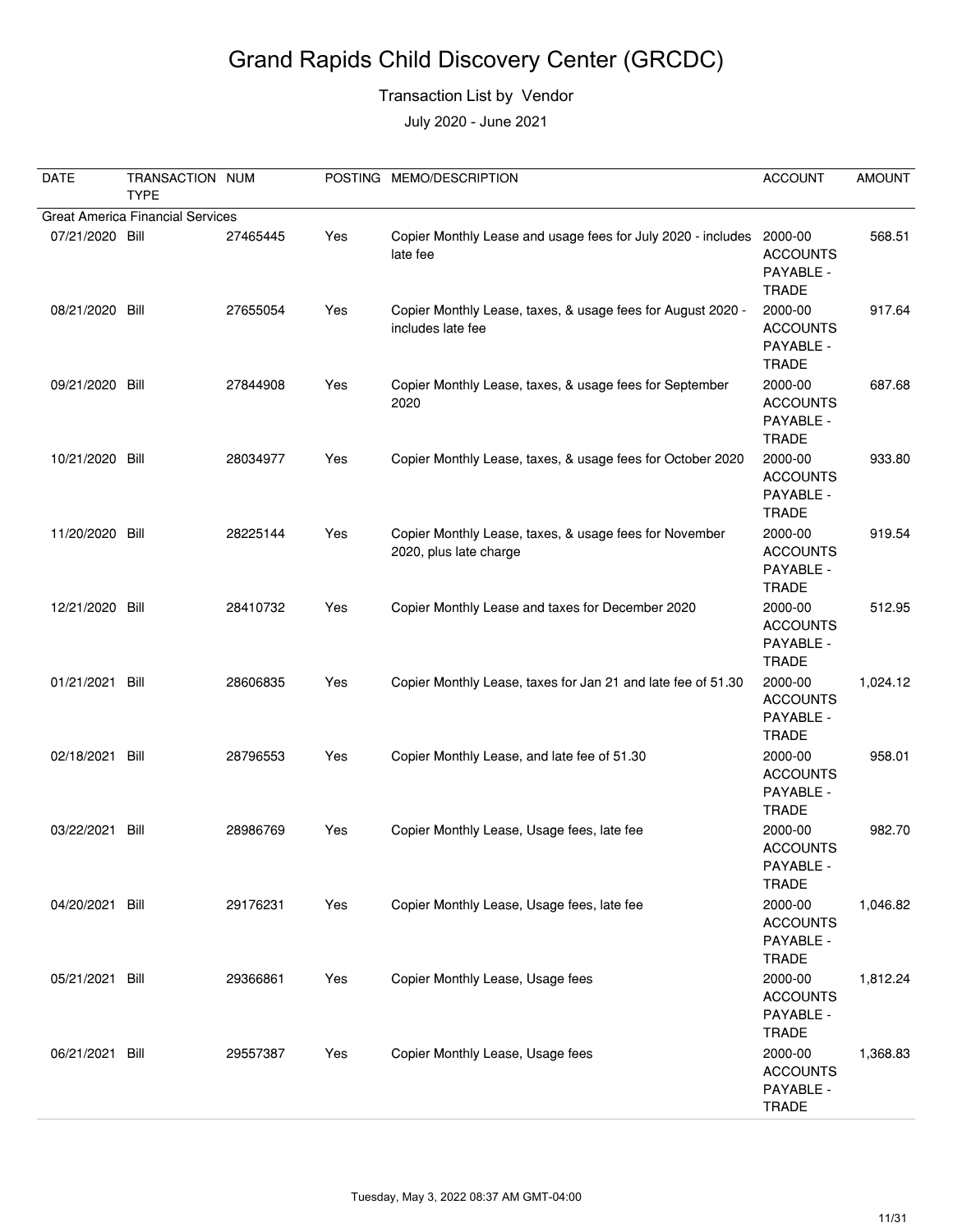# Grand Rapids Child Discovery Center (GRCDC)

Transaction List by Vendor

July 2020 - June 2021

| DATE | TRANSACTION TYPE | NUM | POSTING | MEMO/DESCRIPTION | ACCOUNT | AMOUNT |
|---|---|---|---|---|---|---|
| Great America Financial Services | | | | | | |
| 07/21/2020 | Bill | 27465445 | Yes | Copier Monthly Lease and usage fees for July 2020 - includes late fee | 2000-00 ACCOUNTS PAYABLE - TRADE | 568.51 |
| 08/21/2020 | Bill | 27655054 | Yes | Copier Monthly Lease, taxes, & usage fees for August 2020 - includes late fee | 2000-00 ACCOUNTS PAYABLE - TRADE | 917.64 |
| 09/21/2020 | Bill | 27844908 | Yes | Copier Monthly Lease, taxes, & usage fees for September 2020 | 2000-00 ACCOUNTS PAYABLE - TRADE | 687.68 |
| 10/21/2020 | Bill | 28034977 | Yes | Copier Monthly Lease, taxes, & usage fees for October 2020 | 2000-00 ACCOUNTS PAYABLE - TRADE | 933.80 |
| 11/20/2020 | Bill | 28225144 | Yes | Copier Monthly Lease, taxes, & usage fees for November 2020, plus late charge | 2000-00 ACCOUNTS PAYABLE - TRADE | 919.54 |
| 12/21/2020 | Bill | 28410732 | Yes | Copier Monthly Lease and taxes for December 2020 | 2000-00 ACCOUNTS PAYABLE - TRADE | 512.95 |
| 01/21/2021 | Bill | 28606835 | Yes | Copier Monthly Lease, taxes for Jan 21 and late fee of 51.30 | 2000-00 ACCOUNTS PAYABLE - TRADE | 1,024.12 |
| 02/18/2021 | Bill | 28796553 | Yes | Copier Monthly Lease, and late fee of 51.30 | 2000-00 ACCOUNTS PAYABLE - TRADE | 958.01 |
| 03/22/2021 | Bill | 28986769 | Yes | Copier Monthly Lease, Usage fees, late fee | 2000-00 ACCOUNTS PAYABLE - TRADE | 982.70 |
| 04/20/2021 | Bill | 29176231 | Yes | Copier Monthly Lease, Usage fees, late fee | 2000-00 ACCOUNTS PAYABLE - TRADE | 1,046.82 |
| 05/21/2021 | Bill | 29366861 | Yes | Copier Monthly Lease, Usage fees | 2000-00 ACCOUNTS PAYABLE - TRADE | 1,812.24 |
| 06/21/2021 | Bill | 29557387 | Yes | Copier Monthly Lease, Usage fees | 2000-00 ACCOUNTS PAYABLE - TRADE | 1,368.83 |

Tuesday, May 3, 2022 08:37 AM GMT-04:00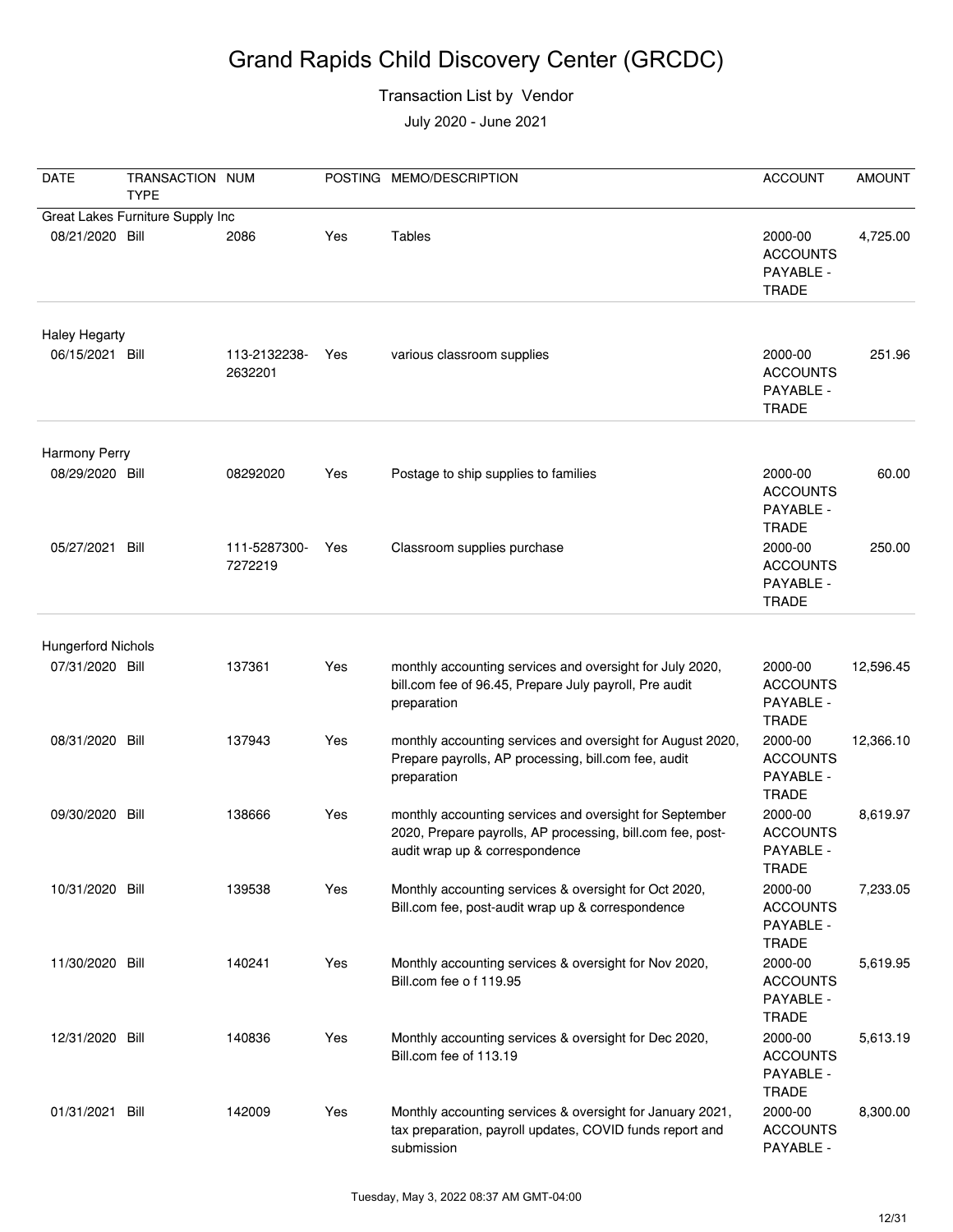// Grand Rapids Child Discovery Center (GRCDC)

Transaction List by Vendor

July 2020 - June 2021

| DATE | TRANSACTION TYPE | NUM | POSTING | MEMO/DESCRIPTION | ACCOUNT | AMOUNT |
|---|---|---|---|---|---|---|
| **Great Lakes Furniture Supply Inc** | | | | | | |
| 08/21/2020 | Bill | 2086 | Yes | Tables | 2000-00 ACCOUNTS PAYABLE - TRADE | 4,725.00 |
| **Haley Hegarty** | | | | | | |
| 06/15/2021 | Bill | 113-2132238-2632201 | Yes | various classroom supplies | 2000-00 ACCOUNTS PAYABLE - TRADE | 251.96 |
| **Harmony Perry** | | | | | | |
| 08/29/2020 | Bill | 08292020 | Yes | Postage to ship supplies to families | 2000-00 ACCOUNTS PAYABLE - TRADE | 60.00 |
| 05/27/2021 | Bill | 111-5287300-7272219 | Yes | Classroom supplies purchase | 2000-00 ACCOUNTS PAYABLE - TRADE | 250.00 |
| **Hungerford Nichols** | | | | | | |
| 07/31/2020 | Bill | 137361 | Yes | monthly accounting services and oversight for July 2020, bill.com fee of 96.45, Prepare July payroll, Pre audit preparation | 2000-00 ACCOUNTS PAYABLE - TRADE | 12,596.45 |
| 08/31/2020 | Bill | 137943 | Yes | monthly accounting services and oversight for August 2020, Prepare payrolls, AP processing, bill.com fee, audit preparation | 2000-00 ACCOUNTS PAYABLE - TRADE | 12,366.10 |
| 09/30/2020 | Bill | 138666 | Yes | monthly accounting services and oversight for September 2020, Prepare payrolls, AP processing, bill.com fee, post-audit wrap up & correspondence | 2000-00 ACCOUNTS PAYABLE - TRADE | 8,619.97 |
| 10/31/2020 | Bill | 139538 | Yes | Monthly accounting services & oversight for Oct 2020, Bill.com fee, post-audit wrap up & correspondence | 2000-00 ACCOUNTS PAYABLE - TRADE | 7,233.05 |
| 11/30/2020 | Bill | 140241 | Yes | Monthly accounting services & oversight for Nov 2020, Bill.com fee o f 119.95 | 2000-00 ACCOUNTS PAYABLE - TRADE | 5,619.95 |
| 12/31/2020 | Bill | 140836 | Yes | Monthly accounting services & oversight for Dec 2020, Bill.com fee of 113.19 | 2000-00 ACCOUNTS PAYABLE - TRADE | 5,613.19 |
| 01/31/2021 | Bill | 142009 | Yes | Monthly accounting services & oversight for January 2021, tax preparation, payroll updates, COVID funds report and submission | 2000-00 ACCOUNTS PAYABLE - | 8,300.00 |

Tuesday, May 3, 2022 08:37 AM GMT-04:00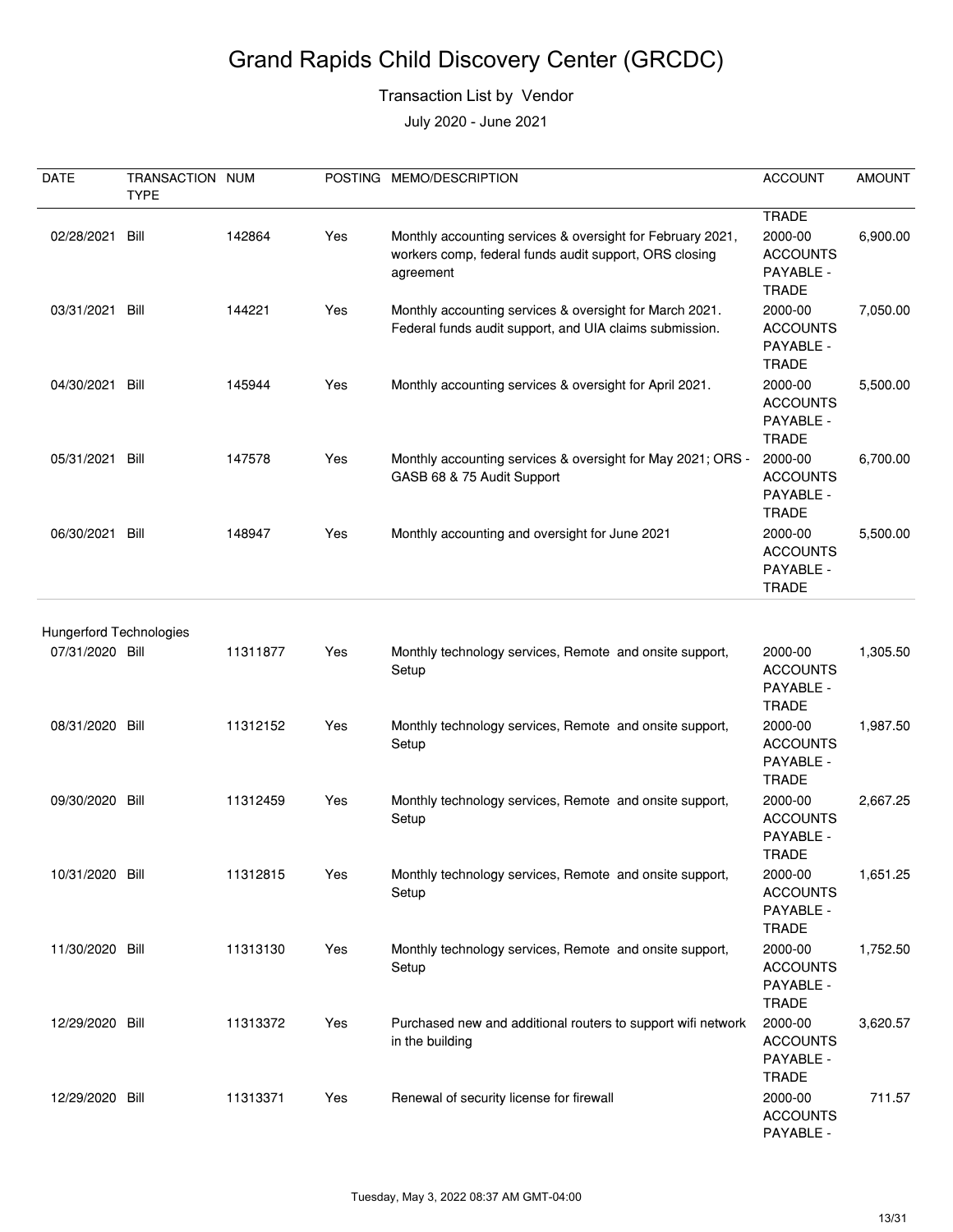# Grand Rapids Child Discovery Center (GRCDC)

Transaction List by Vendor

July 2020 - June 2021

| DATE | TRANSACTION TYPE | NUM | POSTING | MEMO/DESCRIPTION | ACCOUNT | AMOUNT |
|---|---|---|---|---|---|---|
| | | | | | TRADE | |
| 02/28/2021 | Bill | 142864 | Yes | Monthly accounting services & oversight for February 2021, workers comp, federal funds audit support, ORS closing agreement | 2000-00 ACCOUNTS PAYABLE - TRADE | 6,900.00 |
| 03/31/2021 | Bill | 144221 | Yes | Monthly accounting services & oversight for March 2021. Federal funds audit support, and UIA claims submission. | 2000-00 ACCOUNTS PAYABLE - TRADE | 7,050.00 |
| 04/30/2021 | Bill | 145944 | Yes | Monthly accounting services & oversight for April 2021. | 2000-00 ACCOUNTS PAYABLE - TRADE | 5,500.00 |
| 05/31/2021 | Bill | 147578 | Yes | Monthly accounting services & oversight for May 2021; ORS - GASB 68 & 75 Audit Support | 2000-00 ACCOUNTS PAYABLE - TRADE | 6,700.00 |
| 06/30/2021 | Bill | 148947 | Yes | Monthly accounting and oversight for June 2021 | 2000-00 ACCOUNTS PAYABLE - TRADE | 5,500.00 |
| **Hungerford Technologies** | | | | | | |
| 07/31/2020 | Bill | 11311877 | Yes | Monthly technology services, Remote and onsite support, Setup | 2000-00 ACCOUNTS PAYABLE - TRADE | 1,305.50 |
| 08/31/2020 | Bill | 11312152 | Yes | Monthly technology services, Remote and onsite support, Setup | 2000-00 ACCOUNTS PAYABLE - TRADE | 1,987.50 |
| 09/30/2020 | Bill | 11312459 | Yes | Monthly technology services, Remote and onsite support, Setup | 2000-00 ACCOUNTS PAYABLE - TRADE | 2,667.25 |
| 10/31/2020 | Bill | 11312815 | Yes | Monthly technology services, Remote and onsite support, Setup | 2000-00 ACCOUNTS PAYABLE - TRADE | 1,651.25 |
| 11/30/2020 | Bill | 11313130 | Yes | Monthly technology services, Remote and onsite support, Setup | 2000-00 ACCOUNTS PAYABLE - TRADE | 1,752.50 |
| 12/29/2020 | Bill | 11313372 | Yes | Purchased new and additional routers to support wifi network in the building | 2000-00 ACCOUNTS PAYABLE - TRADE | 3,620.57 |
| 12/29/2020 | Bill | 11313371 | Yes | Renewal of security license for firewall | 2000-00 ACCOUNTS PAYABLE - | 711.57 |

Tuesday, May 3, 2022 08:37 AM GMT-04:00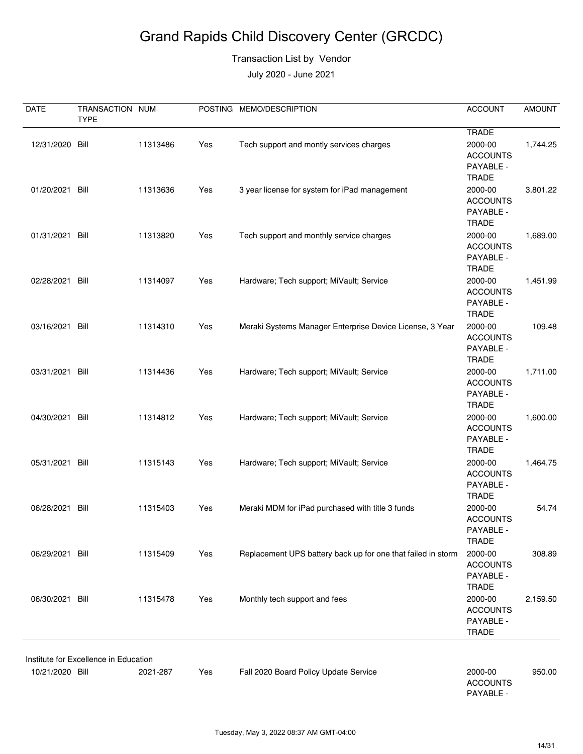# Grand Rapids Child Discovery Center (GRCDC)

Transaction List by Vendor

July 2020 - June 2021

| DATE | TRANSACTION TYPE | NUM | POSTING | MEMO/DESCRIPTION | ACCOUNT | AMOUNT |
|---|---|---|---|---|---|---|
| | | | | | TRADE | |
| 12/31/2020 | Bill | 11313486 | Yes | Tech support and montly services charges | 2000-00 ACCOUNTS PAYABLE - TRADE | 1,744.25 |
| 01/20/2021 | Bill | 11313636 | Yes | 3 year license for system for iPad management | 2000-00 ACCOUNTS PAYABLE - TRADE | 3,801.22 |
| 01/31/2021 | Bill | 11313820 | Yes | Tech support and monthly service charges | 2000-00 ACCOUNTS PAYABLE - TRADE | 1,689.00 |
| 02/28/2021 | Bill | 11314097 | Yes | Hardware; Tech support; MiVault; Service | 2000-00 ACCOUNTS PAYABLE - TRADE | 1,451.99 |
| 03/16/2021 | Bill | 11314310 | Yes | Meraki Systems Manager Enterprise Device License, 3 Year | 2000-00 ACCOUNTS PAYABLE - TRADE | 109.48 |
| 03/31/2021 | Bill | 11314436 | Yes | Hardware; Tech support; MiVault; Service | 2000-00 ACCOUNTS PAYABLE - TRADE | 1,711.00 |
| 04/30/2021 | Bill | 11314812 | Yes | Hardware; Tech support; MiVault; Service | 2000-00 ACCOUNTS PAYABLE - TRADE | 1,600.00 |
| 05/31/2021 | Bill | 11315143 | Yes | Hardware; Tech support; MiVault; Service | 2000-00 ACCOUNTS PAYABLE - TRADE | 1,464.75 |
| 06/28/2021 | Bill | 11315403 | Yes | Meraki MDM for iPad purchased with title 3 funds | 2000-00 ACCOUNTS PAYABLE - TRADE | 54.74 |
| 06/29/2021 | Bill | 11315409 | Yes | Replacement UPS battery back up for one that failed in storm | 2000-00 ACCOUNTS PAYABLE - TRADE | 308.89 |
| 06/30/2021 | Bill | 11315478 | Yes | Monthly tech support and fees | 2000-00 ACCOUNTS PAYABLE - TRADE | 2,159.50 |
| **Institute for Excellence in Education** | | | | | | |
| 10/21/2020 | Bill | 2021-287 | Yes | Fall 2020 Board Policy Update Service | 2000-00 ACCOUNTS PAYABLE - | 950.00 |

Tuesday, May 3, 2022 08:37 AM GMT-04:00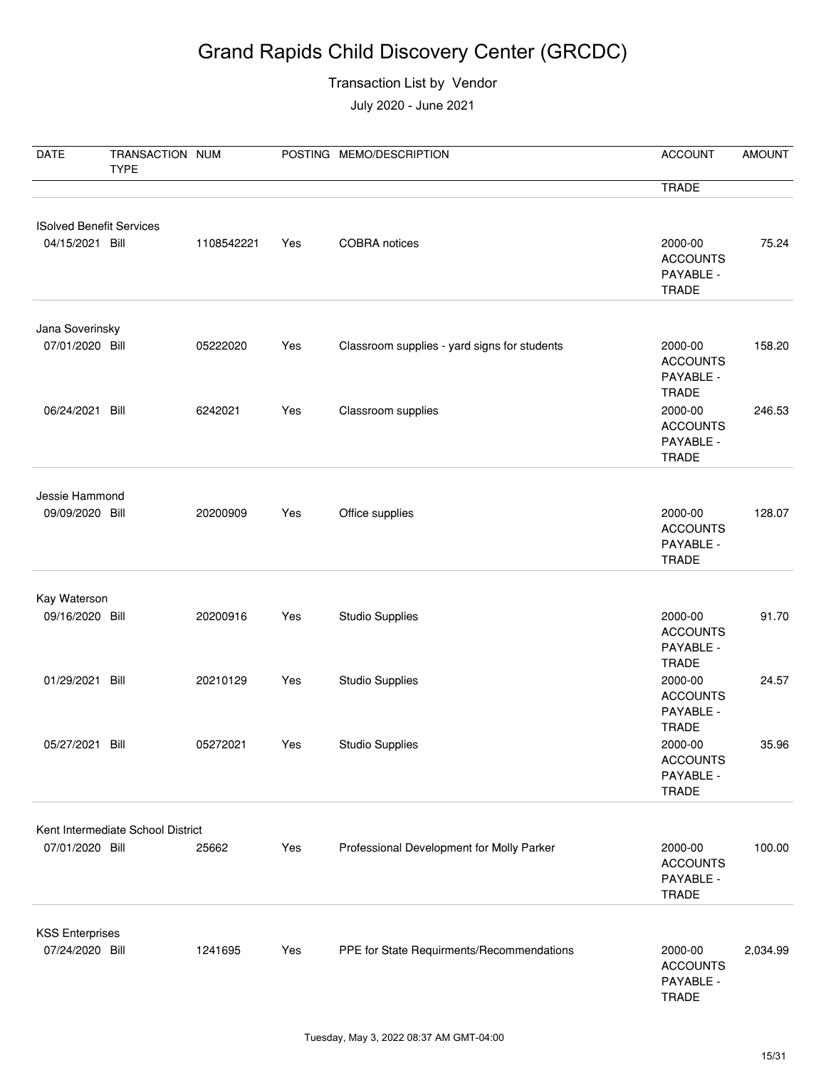# Grand Rapids Child Discovery Center (GRCDC)

Transaction List by Vendor

July 2020 - June 2021

| DATE | TRANSACTION TYPE | NUM | POSTING | MEMO/DESCRIPTION | ACCOUNT | AMOUNT |
|---|---|---|---|---|---|---|
| | | | | | TRADE | |
| **ISolved Benefit Services** | | | | | | |
| 04/15/2021 | Bill | 1108542221 | Yes | COBRA notices | 2000-00 ACCOUNTS PAYABLE - TRADE | 75.24 |
| **Jana Soverinsky** | | | | | | |
| 07/01/2020 | Bill | 05222020 | Yes | Classroom supplies - yard signs for students | 2000-00 ACCOUNTS PAYABLE - TRADE | 158.20 |
| 06/24/2021 | Bill | 6242021 | Yes | Classroom supplies | 2000-00 ACCOUNTS PAYABLE - TRADE | 246.53 |
| **Jessie Hammond** | | | | | | |
| 09/09/2020 | Bill | 20200909 | Yes | Office supplies | 2000-00 ACCOUNTS PAYABLE - TRADE | 128.07 |
| **Kay Waterson** | | | | | | |
| 09/16/2020 | Bill | 20200916 | Yes | Studio Supplies | 2000-00 ACCOUNTS PAYABLE - TRADE | 91.70 |
| 01/29/2021 | Bill | 20210129 | Yes | Studio Supplies | 2000-00 ACCOUNTS PAYABLE - TRADE | 24.57 |
| 05/27/2021 | Bill | 05272021 | Yes | Studio Supplies | 2000-00 ACCOUNTS PAYABLE - TRADE | 35.96 |
| **Kent Intermediate School District** | | | | | | |
| 07/01/2020 | Bill | 25662 | Yes | Professional Development for Molly Parker | 2000-00 ACCOUNTS PAYABLE - TRADE | 100.00 |
| **KSS Enterprises** | | | | | | |
| 07/24/2020 | Bill | 1241695 | Yes | PPE for State Requirments/Recommendations | 2000-00 ACCOUNTS PAYABLE - TRADE | 2,034.99 |

Tuesday, May 3, 2022 08:37 AM GMT-04:00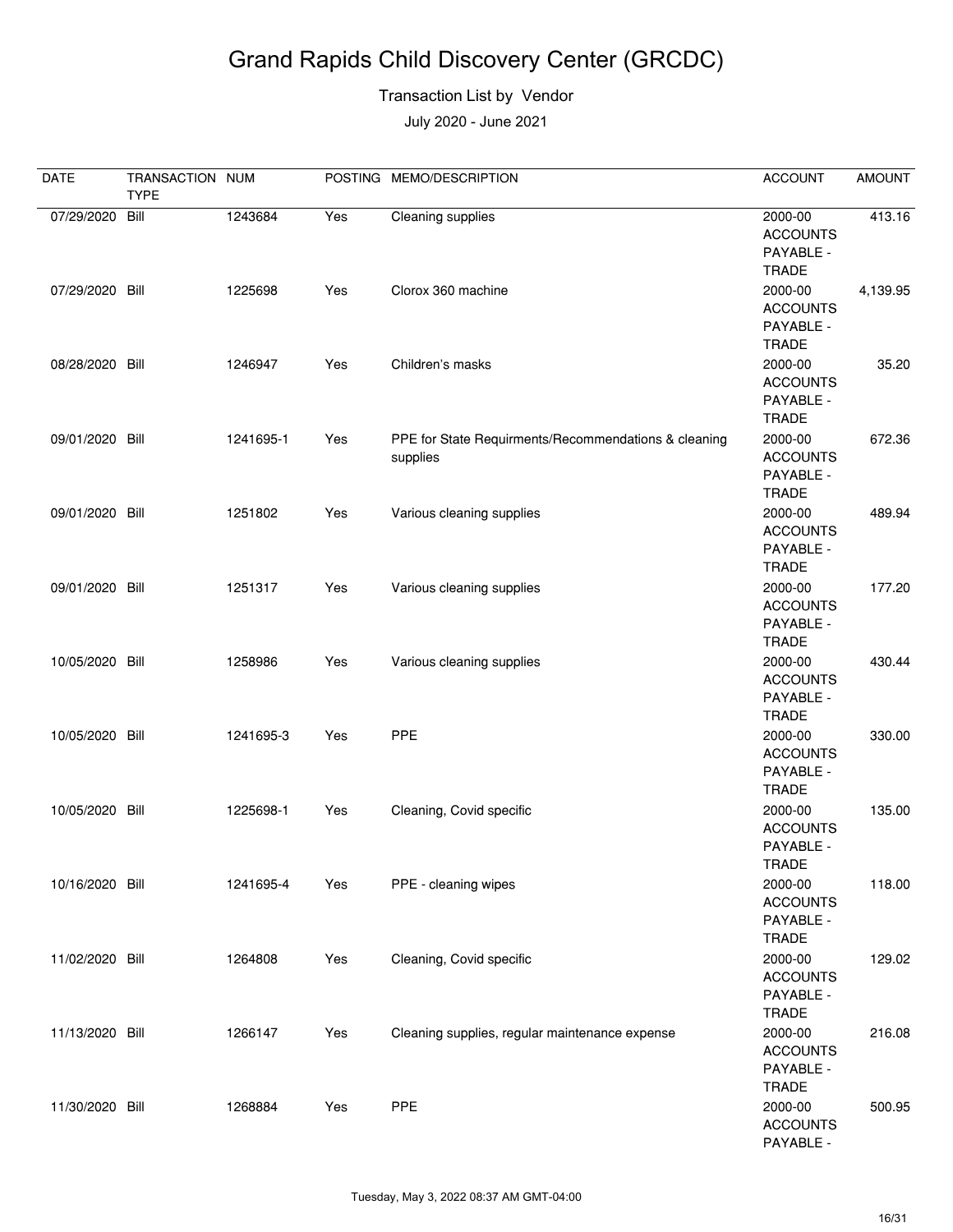# Grand Rapids Child Discovery Center (GRCDC)

Transaction List by Vendor

July 2020 - June 2021

| DATE | TRANSACTION TYPE | NUM | POSTING | MEMO/DESCRIPTION | ACCOUNT | AMOUNT |
|---|---|---|---|---|---|---|
| 07/29/2020 | Bill | 1243684 | Yes | Cleaning supplies | 2000-00 ACCOUNTS PAYABLE - TRADE | 413.16 |
| 07/29/2020 | Bill | 1225698 | Yes | Clorox 360 machine | 2000-00 ACCOUNTS PAYABLE - TRADE | 4,139.95 |
| 08/28/2020 | Bill | 1246947 | Yes | Children's masks | 2000-00 ACCOUNTS PAYABLE - TRADE | 35.20 |
| 09/01/2020 | Bill | 1241695-1 | Yes | PPE for State Requirments/Recommendations & cleaning supplies | 2000-00 ACCOUNTS PAYABLE - TRADE | 672.36 |
| 09/01/2020 | Bill | 1251802 | Yes | Various cleaning supplies | 2000-00 ACCOUNTS PAYABLE - TRADE | 489.94 |
| 09/01/2020 | Bill | 1251317 | Yes | Various cleaning supplies | 2000-00 ACCOUNTS PAYABLE - TRADE | 177.20 |
| 10/05/2020 | Bill | 1258986 | Yes | Various cleaning supplies | 2000-00 ACCOUNTS PAYABLE - TRADE | 430.44 |
| 10/05/2020 | Bill | 1241695-3 | Yes | PPE | 2000-00 ACCOUNTS PAYABLE - TRADE | 330.00 |
| 10/05/2020 | Bill | 1225698-1 | Yes | Cleaning, Covid specific | 2000-00 ACCOUNTS PAYABLE - TRADE | 135.00 |
| 10/16/2020 | Bill | 1241695-4 | Yes | PPE - cleaning wipes | 2000-00 ACCOUNTS PAYABLE - TRADE | 118.00 |
| 11/02/2020 | Bill | 1264808 | Yes | Cleaning, Covid specific | 2000-00 ACCOUNTS PAYABLE - TRADE | 129.02 |
| 11/13/2020 | Bill | 1266147 | Yes | Cleaning supplies, regular maintenance expense | 2000-00 ACCOUNTS PAYABLE - TRADE | 216.08 |
| 11/30/2020 | Bill | 1268884 | Yes | PPE | 2000-00 ACCOUNTS PAYABLE - | 500.95 |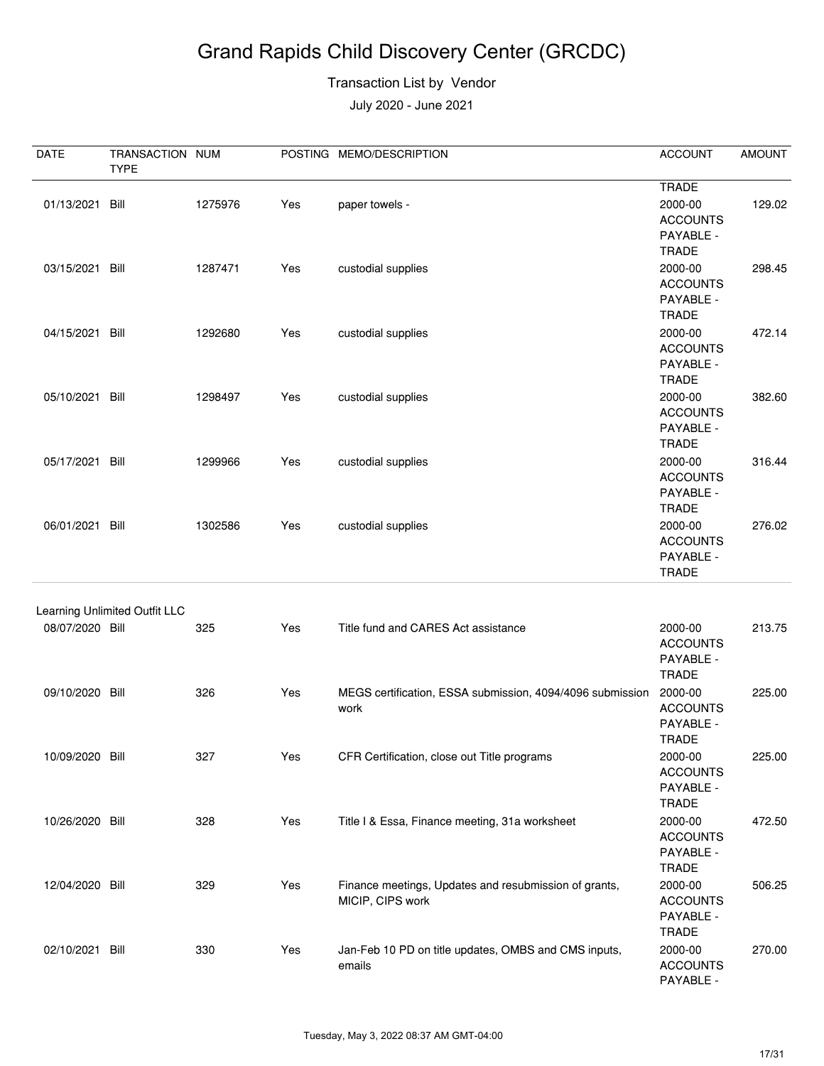# Grand Rapids Child Discovery Center (GRCDC)

Transaction List by Vendor

July 2020 - June 2021

| DATE | TRANSACTION TYPE | NUM | POSTING | MEMO/DESCRIPTION | ACCOUNT | AMOUNT |
|---|---|---|---|---|---|---|
| | | | | | TRADE | |
| 01/13/2021 | Bill | 1275976 | Yes | paper towels - | 2000-00 ACCOUNTS PAYABLE - TRADE | 129.02 |
| 03/15/2021 | Bill | 1287471 | Yes | custodial supplies | 2000-00 ACCOUNTS PAYABLE - TRADE | 298.45 |
| 04/15/2021 | Bill | 1292680 | Yes | custodial supplies | 2000-00 ACCOUNTS PAYABLE - TRADE | 472.14 |
| 05/10/2021 | Bill | 1298497 | Yes | custodial supplies | 2000-00 ACCOUNTS PAYABLE - TRADE | 382.60 |
| 05/17/2021 | Bill | 1299966 | Yes | custodial supplies | 2000-00 ACCOUNTS PAYABLE - TRADE | 316.44 |
| 06/01/2021 | Bill | 1302586 | Yes | custodial supplies | 2000-00 ACCOUNTS PAYABLE - TRADE | 276.02 |
| **Learning Unlimited Outfit LLC** | | | | | | |
| 08/07/2020 | Bill | 325 | Yes | Title fund and CARES Act assistance | 2000-00 ACCOUNTS PAYABLE - TRADE | 213.75 |
| 09/10/2020 | Bill | 326 | Yes | MEGS certification, ESSA submission, 4094/4096 submission work | 2000-00 ACCOUNTS PAYABLE - TRADE | 225.00 |
| 10/09/2020 | Bill | 327 | Yes | CFR Certification, close out Title programs | 2000-00 ACCOUNTS PAYABLE - TRADE | 225.00 |
| 10/26/2020 | Bill | 328 | Yes | Title I & Essa, Finance meeting, 31a worksheet | 2000-00 ACCOUNTS PAYABLE - TRADE | 472.50 |
| 12/04/2020 | Bill | 329 | Yes | Finance meetings, Updates and resubmission of grants, MICIP, CIPS work | 2000-00 ACCOUNTS PAYABLE - TRADE | 506.25 |
| 02/10/2021 | Bill | 330 | Yes | Jan-Feb 10 PD on title updates, OMBS and CMS inputs, emails | 2000-00 ACCOUNTS PAYABLE - | 270.00 |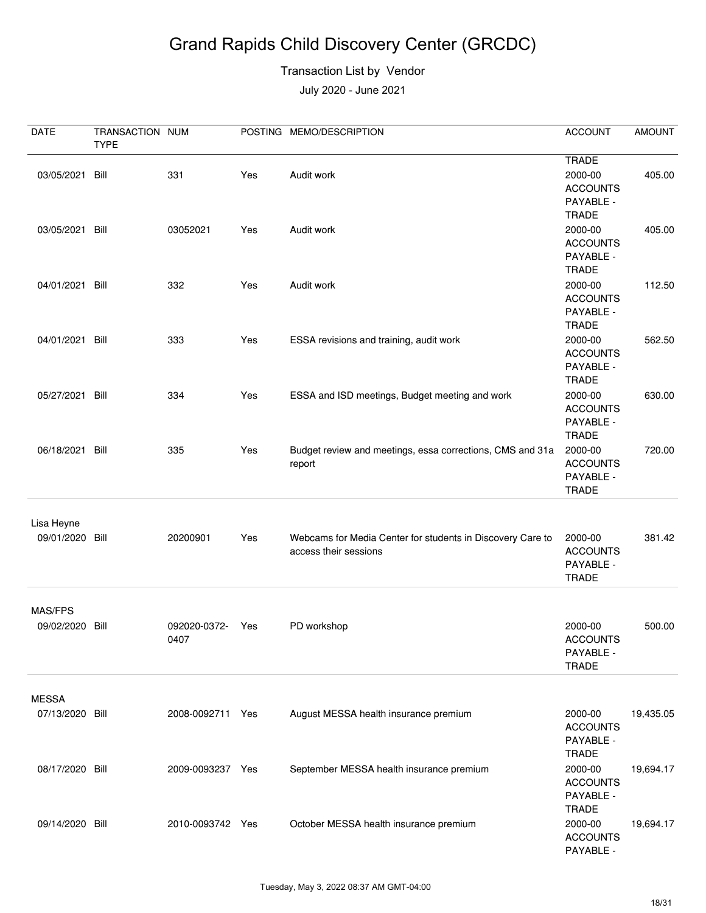# Grand Rapids Child Discovery Center (GRCDC)

Transaction List by Vendor

July 2020 - June 2021

| DATE | TRANSACTION TYPE | NUM | POSTING | MEMO/DESCRIPTION | ACCOUNT | AMOUNT |
|---|---|---|---|---|---|---|
| | | | | | TRADE | |
| 03/05/2021 | Bill | 331 | Yes | Audit work | 2000-00 ACCOUNTS PAYABLE - TRADE | 405.00 |
| 03/05/2021 | Bill | 03052021 | Yes | Audit work | 2000-00 ACCOUNTS PAYABLE - TRADE | 405.00 |
| 04/01/2021 | Bill | 332 | Yes | Audit work | 2000-00 ACCOUNTS PAYABLE - TRADE | 112.50 |
| 04/01/2021 | Bill | 333 | Yes | ESSA revisions and training, audit work | 2000-00 ACCOUNTS PAYABLE - TRADE | 562.50 |
| 05/27/2021 | Bill | 334 | Yes | ESSA and ISD meetings, Budget meeting and work | 2000-00 ACCOUNTS PAYABLE - TRADE | 630.00 |
| 06/18/2021 | Bill | 335 | Yes | Budget review and meetings, essa corrections, CMS and 31a report | 2000-00 ACCOUNTS PAYABLE - TRADE | 720.00 |
| **Lisa Heyne** | | | | | | |
| 09/01/2020 | Bill | 20200901 | Yes | Webcams for Media Center for students in Discovery Care to access their sessions | 2000-00 ACCOUNTS PAYABLE - TRADE | 381.42 |
| **MAS/FPS** | | | | | | |
| 09/02/2020 | Bill | 092020-0372-0407 | Yes | PD workshop | 2000-00 ACCOUNTS PAYABLE - TRADE | 500.00 |
| **MESSA** | | | | | | |
| 07/13/2020 | Bill | 2008-0092711 | Yes | August MESSA health insurance premium | 2000-00 ACCOUNTS PAYABLE - TRADE | 19,435.05 |
| 08/17/2020 | Bill | 2009-0093237 | Yes | September MESSA health insurance premium | 2000-00 ACCOUNTS PAYABLE - TRADE | 19,694.17 |
| 09/14/2020 | Bill | 2010-0093742 | Yes | October MESSA health insurance premium | 2000-00 ACCOUNTS PAYABLE - | 19,694.17 |

Tuesday, May 3, 2022 08:37 AM GMT-04:00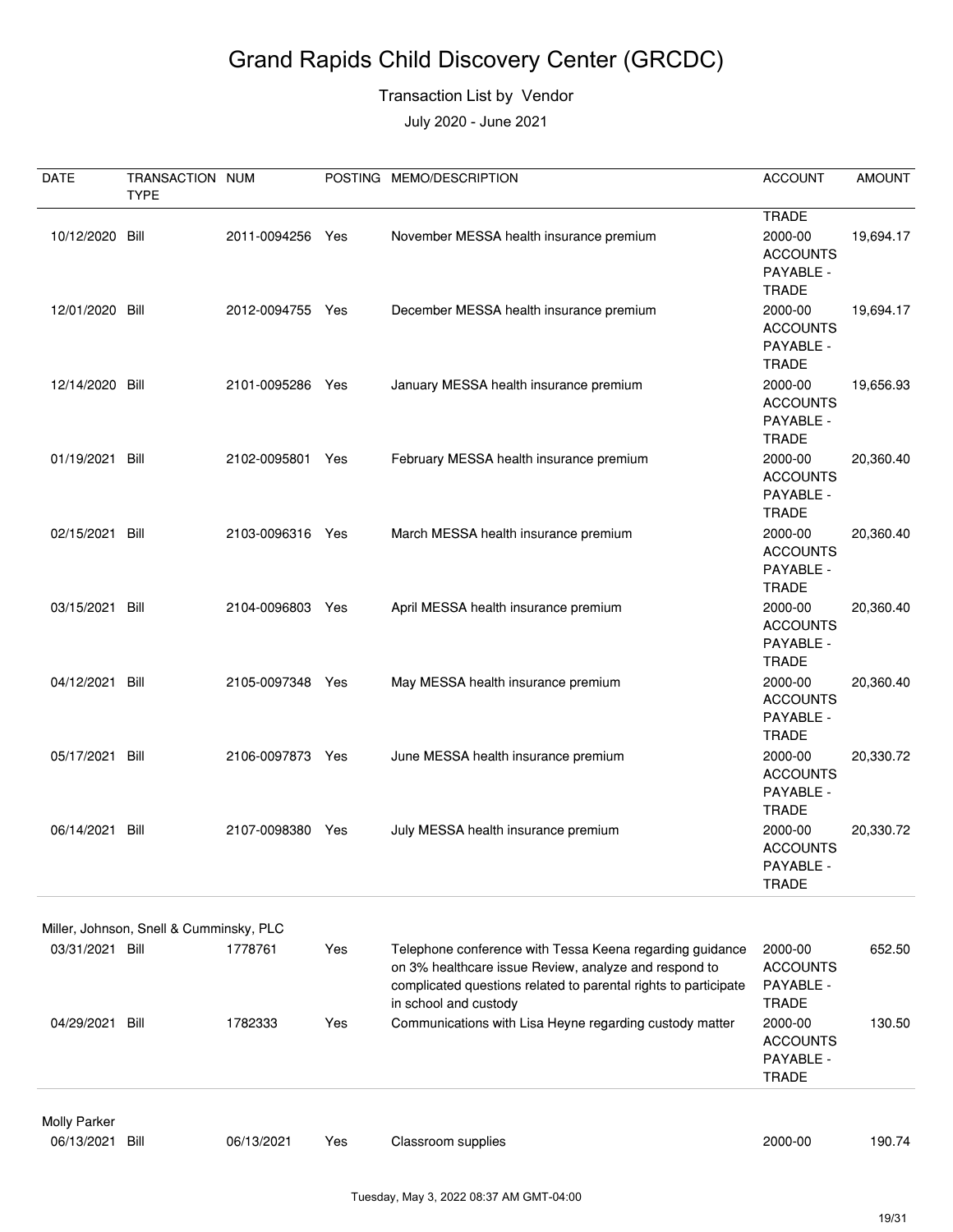# Grand Rapids Child Discovery Center (GRCDC)

Transaction List by Vendor

July 2020 - June 2021

| DATE | TRANSACTION TYPE | NUM | POSTING | MEMO/DESCRIPTION | ACCOUNT | AMOUNT |
|---|---|---|---|---|---|---|
| | | | | | TRADE | |
| 10/12/2020 | Bill | 2011-0094256 | Yes | November MESSA health insurance premium | 2000-00 ACCOUNTS PAYABLE - TRADE | 19,694.17 |
| 12/01/2020 | Bill | 2012-0094755 | Yes | December MESSA health insurance premium | 2000-00 ACCOUNTS PAYABLE - TRADE | 19,694.17 |
| 12/14/2020 | Bill | 2101-0095286 | Yes | January MESSA health insurance premium | 2000-00 ACCOUNTS PAYABLE - TRADE | 19,656.93 |
| 01/19/2021 | Bill | 2102-0095801 | Yes | February MESSA health insurance premium | 2000-00 ACCOUNTS PAYABLE - TRADE | 20,360.40 |
| 02/15/2021 | Bill | 2103-0096316 | Yes | March MESSA health insurance premium | 2000-00 ACCOUNTS PAYABLE - TRADE | 20,360.40 |
| 03/15/2021 | Bill | 2104-0096803 | Yes | April MESSA health insurance premium | 2000-00 ACCOUNTS PAYABLE - TRADE | 20,360.40 |
| 04/12/2021 | Bill | 2105-0097348 | Yes | May MESSA health insurance premium | 2000-00 ACCOUNTS PAYABLE - TRADE | 20,360.40 |
| 05/17/2021 | Bill | 2106-0097873 | Yes | June MESSA health insurance premium | 2000-00 ACCOUNTS PAYABLE - TRADE | 20,330.72 |
| 06/14/2021 | Bill | 2107-0098380 | Yes | July MESSA health insurance premium | 2000-00 ACCOUNTS PAYABLE - TRADE | 20,330.72 |
| **Miller, Johnson, Snell & Cumminsky, PLC** | | | | | | |
| 03/31/2021 | Bill | 1778761 | Yes | Telephone conference with Tessa Keena regarding guidance on 3% healthcare issue Review, analyze and respond to complicated questions related to parental rights to participate in school and custody | 2000-00 ACCOUNTS PAYABLE - TRADE | 652.50 |
| 04/29/2021 | Bill | 1782333 | Yes | Communications with Lisa Heyne regarding custody matter | 2000-00 ACCOUNTS PAYABLE - TRADE | 130.50 |
| **Molly Parker** | | | | | | |
| 06/13/2021 | Bill | 06/13/2021 | Yes | Classroom supplies | 2000-00 | 190.74 |

Tuesday, May 3, 2022 08:37 AM GMT-04:00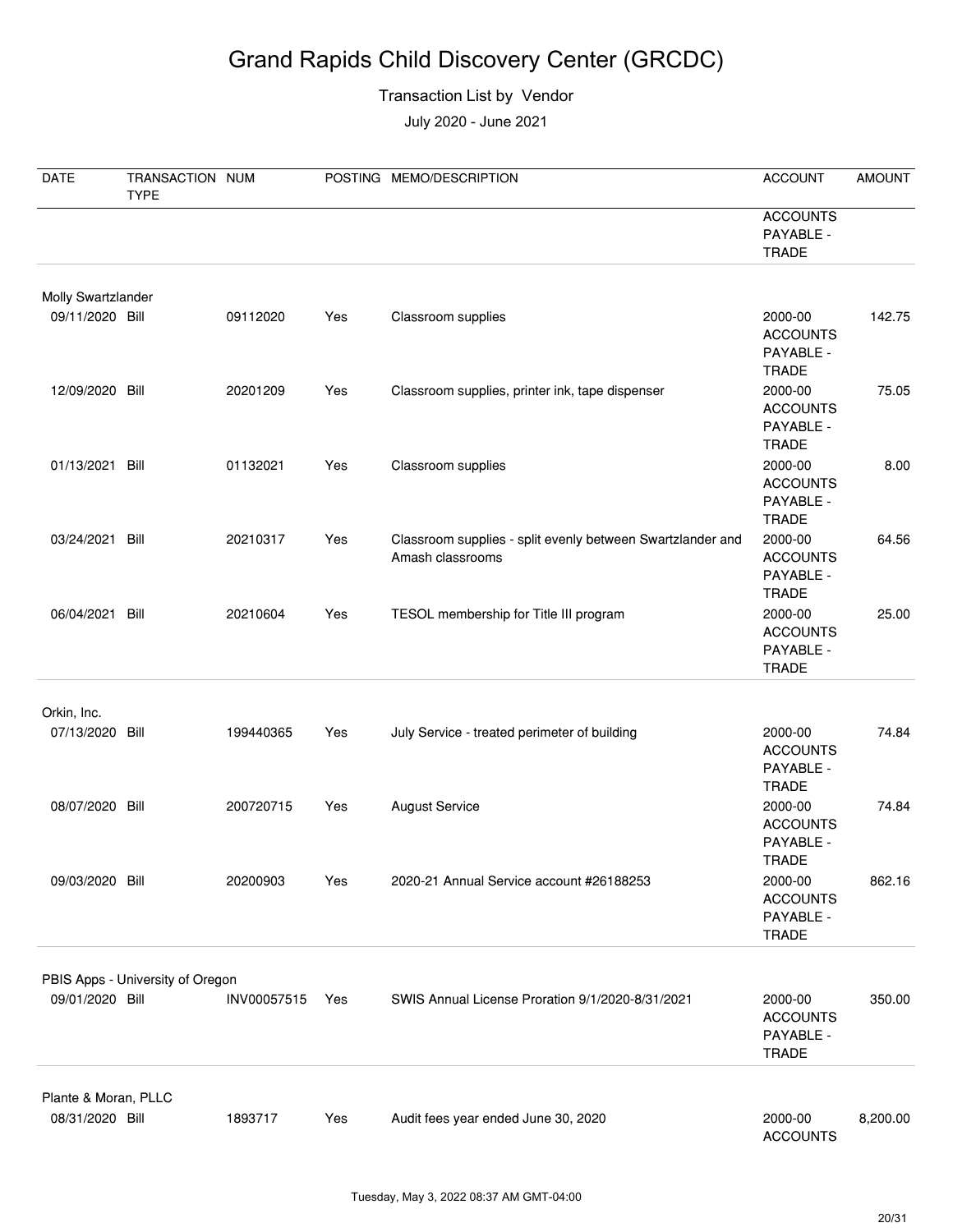# Grand Rapids Child Discovery Center (GRCDC)

Transaction List by Vendor

July 2020 - June 2021

| DATE | TRANSACTION TYPE | NUM | POSTING | MEMO/DESCRIPTION | ACCOUNT | AMOUNT |
|---|---|---|---|---|---|---|
| | | | | | ACCOUNTS PAYABLE - TRADE | |
| **Molly Swartzlander** | | | | | | |
| 09/11/2020 | Bill | 09112020 | Yes | Classroom supplies | 2000-00 ACCOUNTS PAYABLE - TRADE | 142.75 |
| 12/09/2020 | Bill | 20201209 | Yes | Classroom supplies, printer ink, tape dispenser | 2000-00 ACCOUNTS PAYABLE - TRADE | 75.05 |
| 01/13/2021 | Bill | 01132021 | Yes | Classroom supplies | 2000-00 ACCOUNTS PAYABLE - TRADE | 8.00 |
| 03/24/2021 | Bill | 20210317 | Yes | Classroom supplies - split evenly between Swartzlander and Amash classrooms | 2000-00 ACCOUNTS PAYABLE - TRADE | 64.56 |
| 06/04/2021 | Bill | 20210604 | Yes | TESOL membership for Title III program | 2000-00 ACCOUNTS PAYABLE - TRADE | 25.00 |
| **Orkin, Inc.** | | | | | | |
| 07/13/2020 | Bill | 199440365 | Yes | July Service - treated perimeter of building | 2000-00 ACCOUNTS PAYABLE - TRADE | 74.84 |
| 08/07/2020 | Bill | 200720715 | Yes | August Service | 2000-00 ACCOUNTS PAYABLE - TRADE | 74.84 |
| 09/03/2020 | Bill | 20200903 | Yes | 2020-21 Annual Service account #26188253 | 2000-00 ACCOUNTS PAYABLE - TRADE | 862.16 |
| **PBIS Apps - University of Oregon** | | | | | | |
| 09/01/2020 | Bill | INV00057515 | Yes | SWIS Annual License Proration 9/1/2020-8/31/2021 | 2000-00 ACCOUNTS PAYABLE - TRADE | 350.00 |
| **Plante & Moran, PLLC** | | | | | | |
| 08/31/2020 | Bill | 1893717 | Yes | Audit fees year ended June 30, 2020 | 2000-00 ACCOUNTS | 8,200.00 |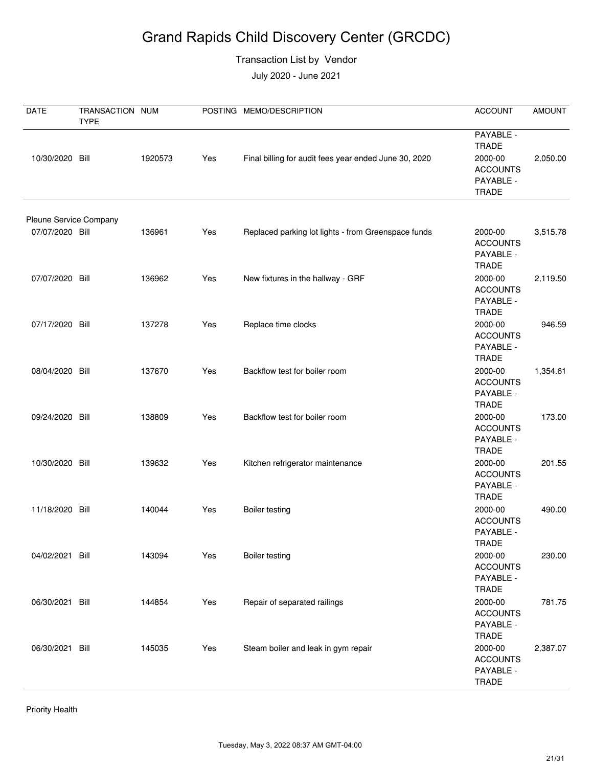# Grand Rapids Child Discovery Center (GRCDC)

Transaction List by Vendor

July 2020 - June 2021

| DATE | TRANSACTION TYPE | NUM | POSTING | MEMO/DESCRIPTION | ACCOUNT | AMOUNT |
|---|---|---|---|---|---|---|
| | | | | | PAYABLE - TRADE | |
| 10/30/2020 | Bill | 1920573 | Yes | Final billing for audit fees year ended June 30, 2020 | 2000-00 ACCOUNTS PAYABLE - TRADE | 2,050.00 |
| **Pleune Service Company** | | | | | | |
| 07/07/2020 | Bill | 136961 | Yes | Replaced parking lot lights - from Greenspace funds | 2000-00 ACCOUNTS PAYABLE - TRADE | 3,515.78 |
| 07/07/2020 | Bill | 136962 | Yes | New fixtures in the hallway - GRF | 2000-00 ACCOUNTS PAYABLE - TRADE | 2,119.50 |
| 07/17/2020 | Bill | 137278 | Yes | Replace time clocks | 2000-00 ACCOUNTS PAYABLE - TRADE | 946.59 |
| 08/04/2020 | Bill | 137670 | Yes | Backflow test for boiler room | 2000-00 ACCOUNTS PAYABLE - TRADE | 1,354.61 |
| 09/24/2020 | Bill | 138809 | Yes | Backflow test for boiler room | 2000-00 ACCOUNTS PAYABLE - TRADE | 173.00 |
| 10/30/2020 | Bill | 139632 | Yes | Kitchen refrigerator maintenance | 2000-00 ACCOUNTS PAYABLE - TRADE | 201.55 |
| 11/18/2020 | Bill | 140044 | Yes | Boiler testing | 2000-00 ACCOUNTS PAYABLE - TRADE | 490.00 |
| 04/02/2021 | Bill | 143094 | Yes | Boiler testing | 2000-00 ACCOUNTS PAYABLE - TRADE | 230.00 |
| 06/30/2021 | Bill | 144854 | Yes | Repair of separated railings | 2000-00 ACCOUNTS PAYABLE - TRADE | 781.75 |
| 06/30/2021 | Bill | 145035 | Yes | Steam boiler and leak in gym repair | 2000-00 ACCOUNTS PAYABLE - TRADE | 2,387.07 |

Priority Health

Tuesday, May 3, 2022 08:37 AM GMT-04:00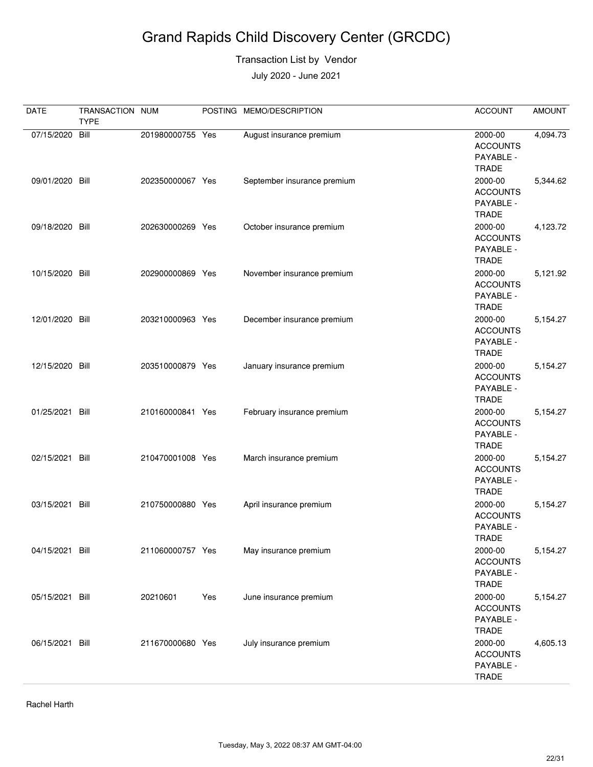# Grand Rapids Child Discovery Center (GRCDC)

Transaction List by Vendor

July 2020 - June 2021

| DATE | TRANSACTION TYPE | NUM | POSTING | MEMO/DESCRIPTION | ACCOUNT | AMOUNT |
|---|---|---|---|---|---|---|
| 07/15/2020 | Bill | 201980000755 | Yes | August insurance premium | 2000-00 ACCOUNTS PAYABLE - TRADE | 4,094.73 |
| 09/01/2020 | Bill | 202350000067 | Yes | September insurance premium | 2000-00 ACCOUNTS PAYABLE - TRADE | 5,344.62 |
| 09/18/2020 | Bill | 202630000269 | Yes | October insurance premium | 2000-00 ACCOUNTS PAYABLE - TRADE | 4,123.72 |
| 10/15/2020 | Bill | 202900000869 | Yes | November insurance premium | 2000-00 ACCOUNTS PAYABLE - TRADE | 5,121.92 |
| 12/01/2020 | Bill | 203210000963 | Yes | December insurance premium | 2000-00 ACCOUNTS PAYABLE - TRADE | 5,154.27 |
| 12/15/2020 | Bill | 203510000879 | Yes | January insurance premium | 2000-00 ACCOUNTS PAYABLE - TRADE | 5,154.27 |
| 01/25/2021 | Bill | 210160000841 | Yes | February insurance premium | 2000-00 ACCOUNTS PAYABLE - TRADE | 5,154.27 |
| 02/15/2021 | Bill | 210470001008 | Yes | March insurance premium | 2000-00 ACCOUNTS PAYABLE - TRADE | 5,154.27 |
| 03/15/2021 | Bill | 210750000880 | Yes | April insurance premium | 2000-00 ACCOUNTS PAYABLE - TRADE | 5,154.27 |
| 04/15/2021 | Bill | 211060000757 | Yes | May insurance premium | 2000-00 ACCOUNTS PAYABLE - TRADE | 5,154.27 |
| 05/15/2021 | Bill | 20210601 | Yes | June insurance premium | 2000-00 ACCOUNTS PAYABLE - TRADE | 5,154.27 |
| 06/15/2021 | Bill | 211670000680 | Yes | July insurance premium | 2000-00 ACCOUNTS PAYABLE - TRADE | 4,605.13 |

Rachel Harth

Tuesday, May 3, 2022 08:37 AM GMT-04:00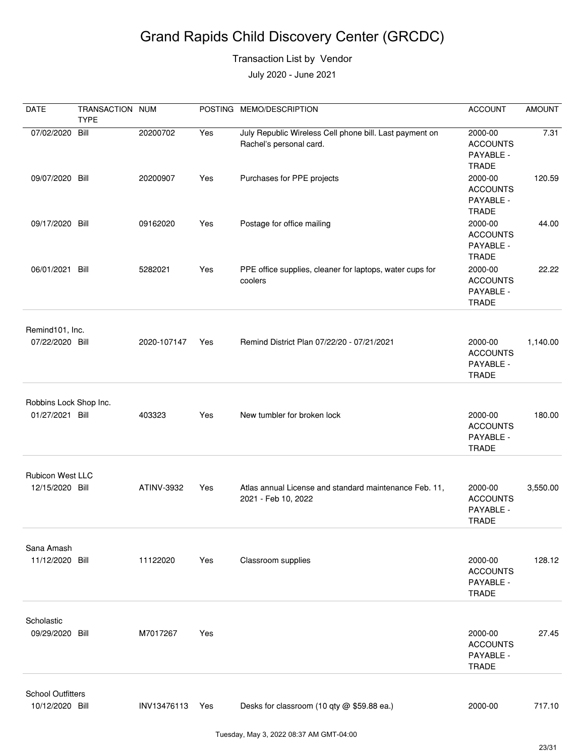# Grand Rapids Child Discovery Center (GRCDC)

Transaction List by Vendor

July 2020 - June 2021

| DATE | TRANSACTION TYPE | NUM | POSTING | MEMO/DESCRIPTION | ACCOUNT | AMOUNT |
|---|---|---|---|---|---|---|
| 07/02/2020 | Bill | 20200702 | Yes | July Republic Wireless Cell phone bill. Last payment on Rachel's personal card. | 2000-00 ACCOUNTS PAYABLE - TRADE | 7.31 |
| 09/07/2020 | Bill | 20200907 | Yes | Purchases for PPE projects | 2000-00 ACCOUNTS PAYABLE - TRADE | 120.59 |
| 09/17/2020 | Bill | 09162020 | Yes | Postage for office mailing | 2000-00 ACCOUNTS PAYABLE - TRADE | 44.00 |
| 06/01/2021 | Bill | 5282021 | Yes | PPE office supplies, cleaner for laptops, water cups for coolers | 2000-00 ACCOUNTS PAYABLE - TRADE | 22.22 |
| Remind101, Inc. | | | | | | |
| 07/22/2020 | Bill | 2020-107147 | Yes | Remind District Plan 07/22/20 - 07/21/2021 | 2000-00 ACCOUNTS PAYABLE - TRADE | 1,140.00 |
| Robbins Lock Shop Inc. | | | | | | |
| 01/27/2021 | Bill | 403323 | Yes | New tumbler for broken lock | 2000-00 ACCOUNTS PAYABLE - TRADE | 180.00 |
| Rubicon West LLC | | | | | | |
| 12/15/2020 | Bill | ATINV-3932 | Yes | Atlas annual License and standard maintenance Feb. 11, 2021 - Feb 10, 2022 | 2000-00 ACCOUNTS PAYABLE - TRADE | 3,550.00 |
| Sana Amash | | | | | | |
| 11/12/2020 | Bill | 11122020 | Yes | Classroom supplies | 2000-00 ACCOUNTS PAYABLE - TRADE | 128.12 |
| Scholastic | | | | | | |
| 09/29/2020 | Bill | M7017267 | Yes | | 2000-00 ACCOUNTS PAYABLE - TRADE | 27.45 |
| School Outfitters | | | | | | |
| 10/12/2020 | Bill | INV13476113 | Yes | Desks for classroom (10 qty @ $59.88 ea.) | 2000-00 | 717.10 |

Tuesday, May 3, 2022 08:37 AM GMT-04:00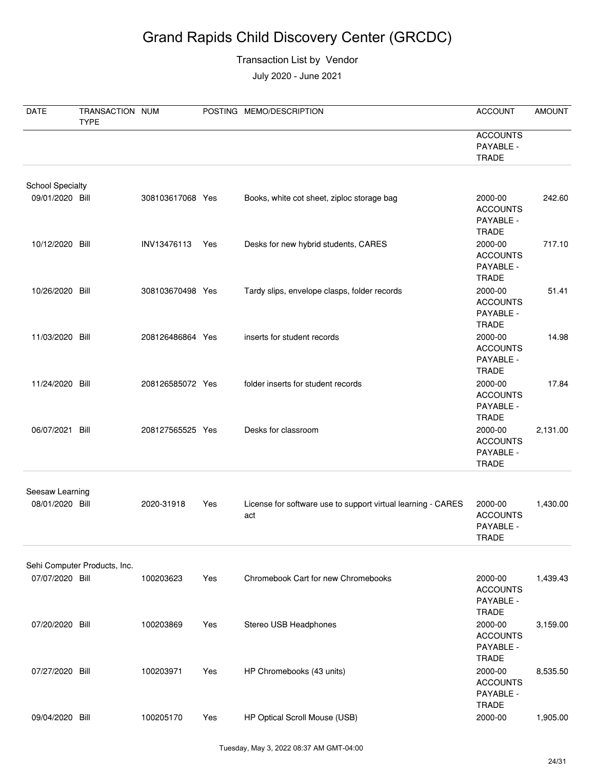# Grand Rapids Child Discovery Center (GRCDC)

Transaction List by Vendor

July 2020 - June 2021

| DATE | TRANSACTION TYPE | NUM | POSTING | MEMO/DESCRIPTION | ACCOUNT | AMOUNT |
|---|---|---|---|---|---|---|
| | | | | | ACCOUNTS PAYABLE - TRADE | |
| **School Specialty** | | | | | | |
| 09/01/2020 | Bill | 308103617068 | Yes | Books, white cot sheet, ziploc storage bag | 2000-00 ACCOUNTS PAYABLE - TRADE | 242.60 |
| 10/12/2020 | Bill | INV13476113 | Yes | Desks for new hybrid students, CARES | 2000-00 ACCOUNTS PAYABLE - TRADE | 717.10 |
| 10/26/2020 | Bill | 308103670498 | Yes | Tardy slips, envelope clasps, folder records | 2000-00 ACCOUNTS PAYABLE - TRADE | 51.41 |
| 11/03/2020 | Bill | 208126486864 | Yes | inserts for student records | 2000-00 ACCOUNTS PAYABLE - TRADE | 14.98 |
| 11/24/2020 | Bill | 208126585072 | Yes | folder inserts for student records | 2000-00 ACCOUNTS PAYABLE - TRADE | 17.84 |
| 06/07/2021 | Bill | 208127565525 | Yes | Desks for classroom | 2000-00 ACCOUNTS PAYABLE - TRADE | 2,131.00 |
| **Seesaw Learning** | | | | | | |
| 08/01/2020 | Bill | 2020-31918 | Yes | License for software use to support virtual learning - CARES act | 2000-00 ACCOUNTS PAYABLE - TRADE | 1,430.00 |
| **Sehi Computer Products, Inc.** | | | | | | |
| 07/07/2020 | Bill | 100203623 | Yes | Chromebook Cart for new Chromebooks | 2000-00 ACCOUNTS PAYABLE - TRADE | 1,439.43 |
| 07/20/2020 | Bill | 100203869 | Yes | Stereo USB Headphones | 2000-00 ACCOUNTS PAYABLE - TRADE | 3,159.00 |
| 07/27/2020 | Bill | 100203971 | Yes | HP Chromebooks (43 units) | 2000-00 ACCOUNTS PAYABLE - TRADE | 8,535.50 |
| 09/04/2020 | Bill | 100205170 | Yes | HP Optical Scroll Mouse (USB) | 2000-00 | 1,905.00 |

Tuesday, May 3, 2022 08:37 AM GMT-04:00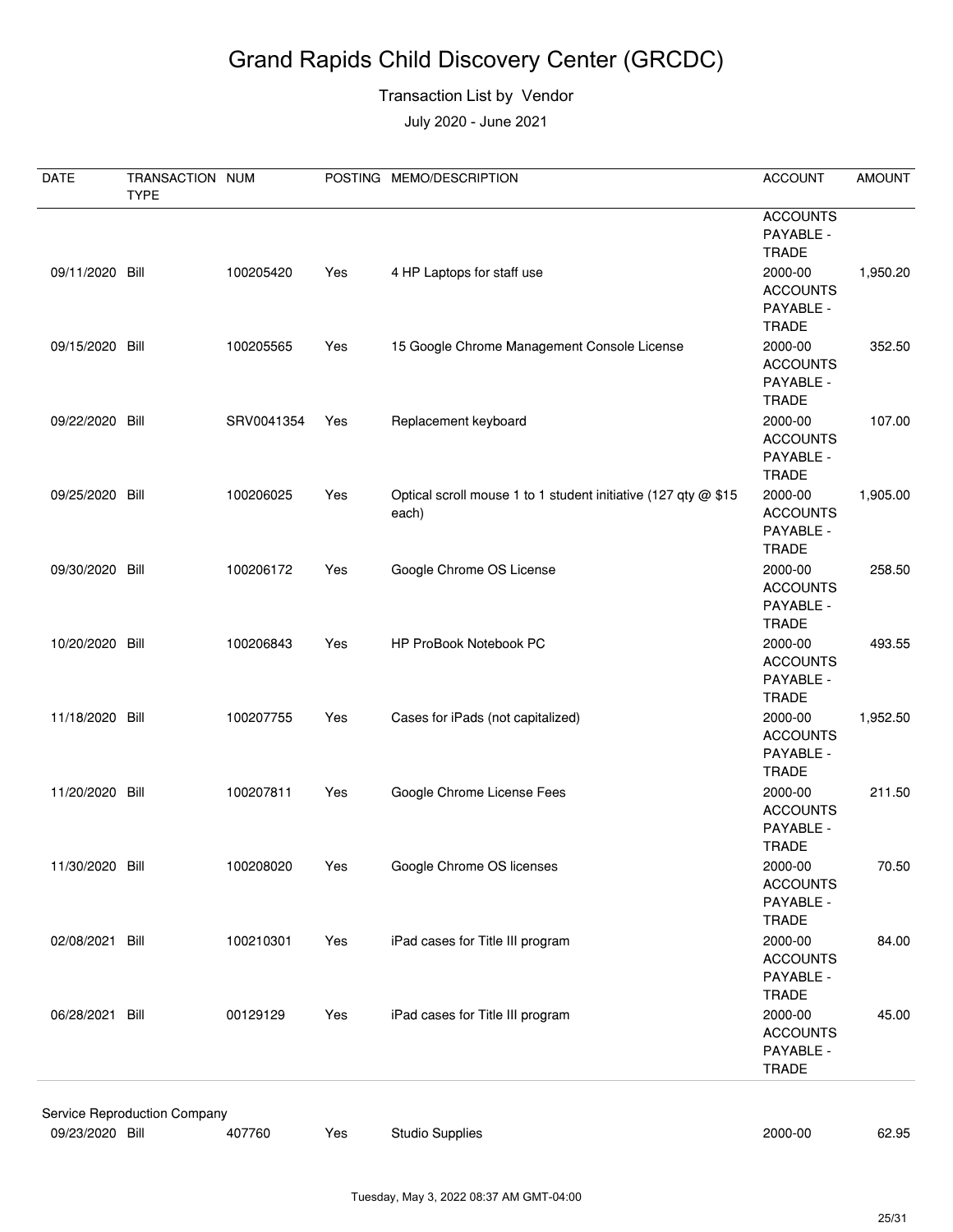# Grand Rapids Child Discovery Center (GRCDC)

Transaction List by Vendor

July 2020 - June 2021

| DATE | TRANSACTION TYPE | NUM | POSTING | MEMO/DESCRIPTION | ACCOUNT | AMOUNT |
|---|---|---|---|---|---|---|
| | | | | | ACCOUNTS PAYABLE - TRADE | |
| 09/11/2020 | Bill | 100205420 | Yes | 4 HP Laptops for staff use | 2000-00 ACCOUNTS PAYABLE - TRADE | 1,950.20 |
| 09/15/2020 | Bill | 100205565 | Yes | 15 Google Chrome Management Console License | 2000-00 ACCOUNTS PAYABLE - TRADE | 352.50 |
| 09/22/2020 | Bill | SRV0041354 | Yes | Replacement keyboard | 2000-00 ACCOUNTS PAYABLE - TRADE | 107.00 |
| 09/25/2020 | Bill | 100206025 | Yes | Optical scroll mouse 1 to 1 student initiative (127 qty @ $15 each) | 2000-00 ACCOUNTS PAYABLE - TRADE | 1,905.00 |
| 09/30/2020 | Bill | 100206172 | Yes | Google Chrome OS License | 2000-00 ACCOUNTS PAYABLE - TRADE | 258.50 |
| 10/20/2020 | Bill | 100206843 | Yes | HP ProBook Notebook PC | 2000-00 ACCOUNTS PAYABLE - TRADE | 493.55 |
| 11/18/2020 | Bill | 100207755 | Yes | Cases for iPads (not capitalized) | 2000-00 ACCOUNTS PAYABLE - TRADE | 1,952.50 |
| 11/20/2020 | Bill | 100207811 | Yes | Google Chrome License Fees | 2000-00 ACCOUNTS PAYABLE - TRADE | 211.50 |
| 11/30/2020 | Bill | 100208020 | Yes | Google Chrome OS licenses | 2000-00 ACCOUNTS PAYABLE - TRADE | 70.50 |
| 02/08/2021 | Bill | 100210301 | Yes | iPad cases for Title III program | 2000-00 ACCOUNTS PAYABLE - TRADE | 84.00 |
| 06/28/2021 | Bill | 00129129 | Yes | iPad cases for Title III program | 2000-00 ACCOUNTS PAYABLE - TRADE | 45.00 |
| **Service Reproduction Company** | | | | | | |
| 09/23/2020 | Bill | 407760 | Yes | Studio Supplies | 2000-00 | 62.95 |

Tuesday, May 3, 2022 08:37 AM GMT-04:00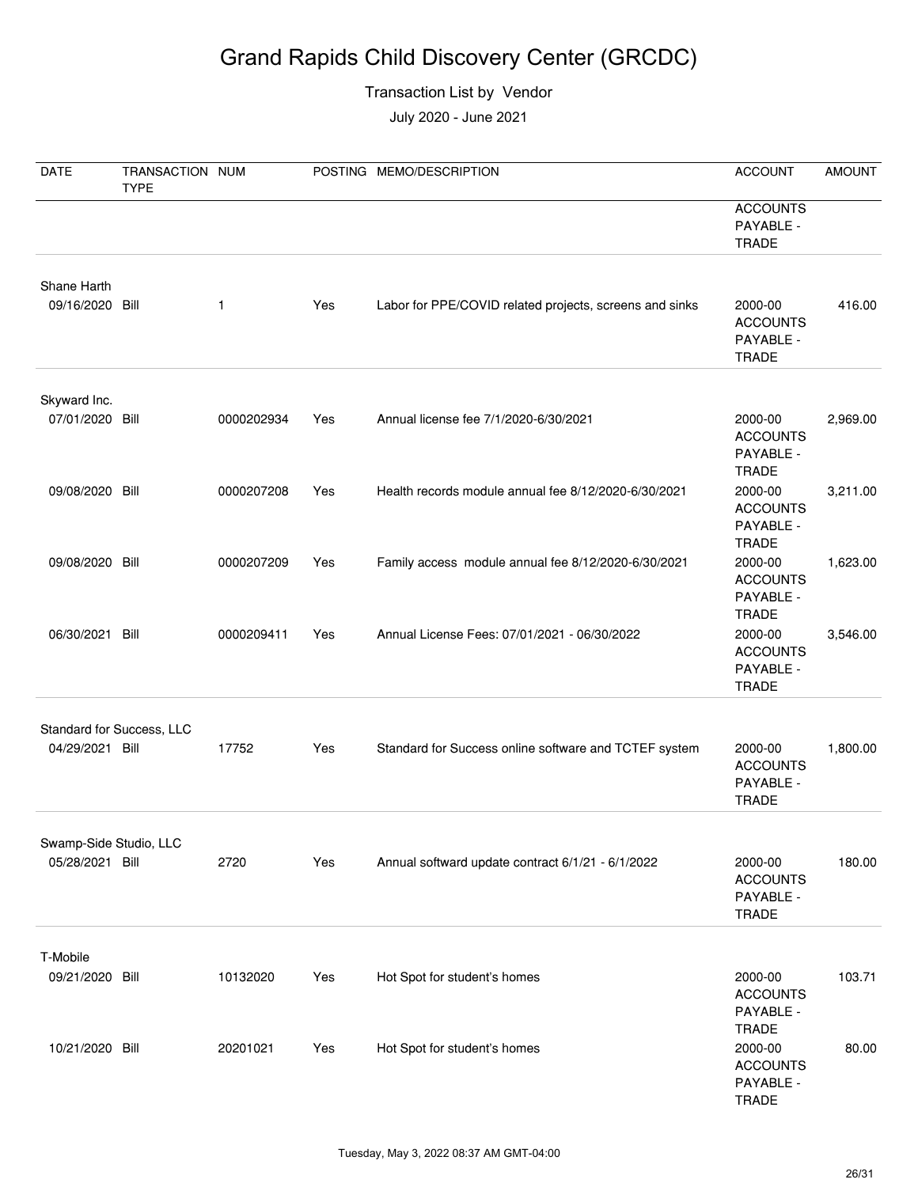# Grand Rapids Child Discovery Center (GRCDC)

Transaction List by Vendor

July 2020 - June 2021

| DATE | TRANSACTION TYPE | NUM | POSTING | MEMO/DESCRIPTION | ACCOUNT | AMOUNT |
|---|---|---|---|---|---|---|
| | | | | | ACCOUNTS PAYABLE - TRADE | |
| Shane Harth | | | | | | |
| 09/16/2020 | Bill | 1 | Yes | Labor for PPE/COVID related projects, screens and sinks | 2000-00 ACCOUNTS PAYABLE - TRADE | 416.00 |
| Skyward Inc. | | | | | | |
| 07/01/2020 | Bill | 0000202934 | Yes | Annual license fee 7/1/2020-6/30/2021 | 2000-00 ACCOUNTS PAYABLE - TRADE | 2,969.00 |
| 09/08/2020 | Bill | 0000207208 | Yes | Health records module annual fee 8/12/2020-6/30/2021 | 2000-00 ACCOUNTS PAYABLE - TRADE | 3,211.00 |
| 09/08/2020 | Bill | 0000207209 | Yes | Family access module annual fee 8/12/2020-6/30/2021 | 2000-00 ACCOUNTS PAYABLE - TRADE | 1,623.00 |
| 06/30/2021 | Bill | 0000209411 | Yes | Annual License Fees: 07/01/2021 - 06/30/2022 | 2000-00 ACCOUNTS PAYABLE - TRADE | 3,546.00 |
| Standard for Success, LLC | | | | | | |
| 04/29/2021 | Bill | 17752 | Yes | Standard for Success online software and TCTEF system | 2000-00 ACCOUNTS PAYABLE - TRADE | 1,800.00 |
| Swamp-Side Studio, LLC | | | | | | |
| 05/28/2021 | Bill | 2720 | Yes | Annual softward update contract 6/1/21 - 6/1/2022 | 2000-00 ACCOUNTS PAYABLE - TRADE | 180.00 |
| T-Mobile | | | | | | |
| 09/21/2020 | Bill | 10132020 | Yes | Hot Spot for student's homes | 2000-00 ACCOUNTS PAYABLE - TRADE | 103.71 |
| 10/21/2020 | Bill | 20201021 | Yes | Hot Spot for student's homes | 2000-00 ACCOUNTS PAYABLE - TRADE | 80.00 |

Tuesday, May 3, 2022 08:37 AM GMT-04:00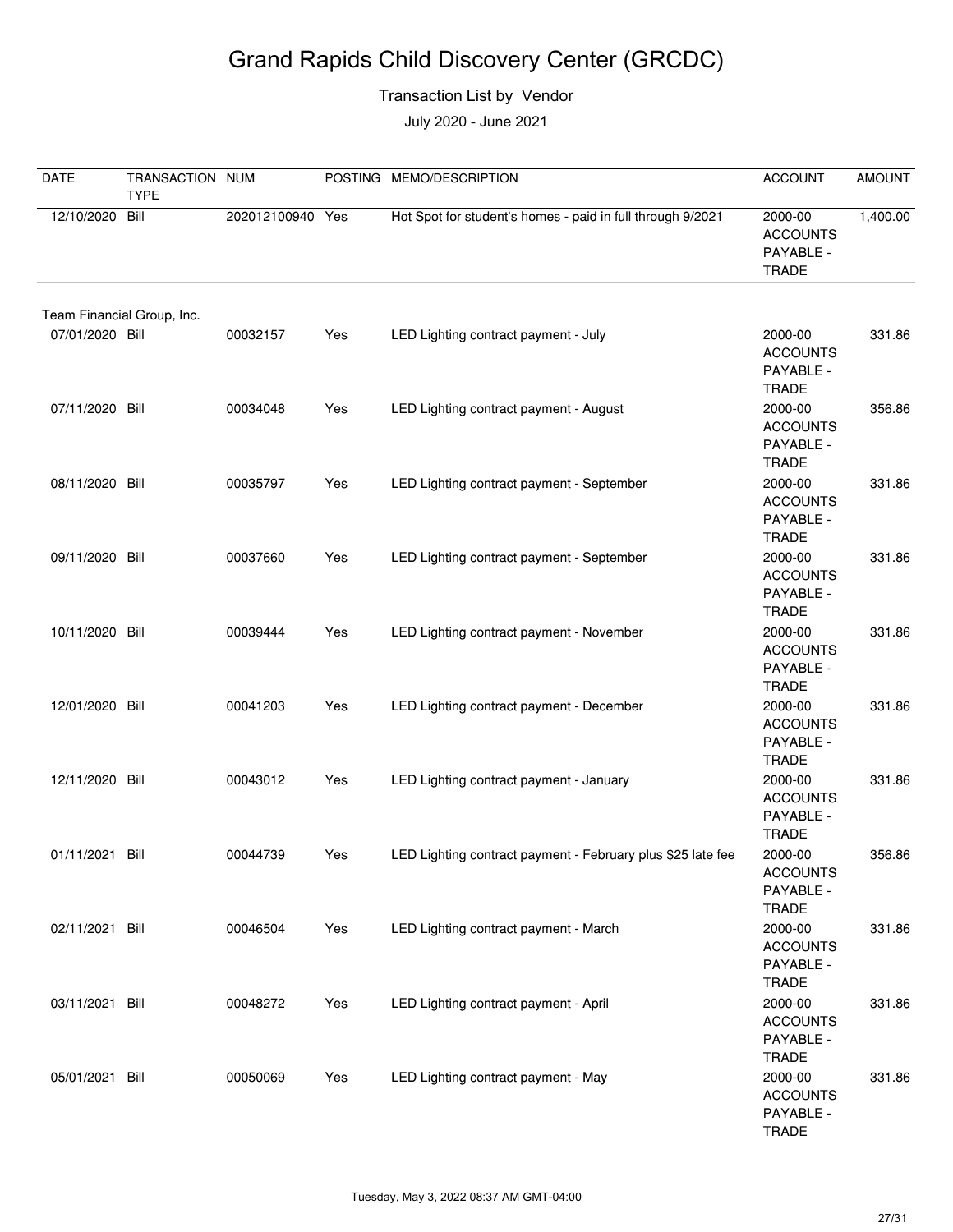# Grand Rapids Child Discovery Center (GRCDC)

Transaction List by Vendor

July 2020 - June 2021

| DATE | TRANSACTION TYPE | NUM | POSTING | MEMO/DESCRIPTION | ACCOUNT | AMOUNT |
|---|---|---|---|---|---|---|
| 12/10/2020 | Bill | 202012100940 | Yes | Hot Spot for student's homes - paid in full through 9/2021 | 2000-00 ACCOUNTS PAYABLE - TRADE | 1,400.00 |
| Team Financial Group, Inc. | | | | | | |
| 07/01/2020 | Bill | 00032157 | Yes | LED Lighting contract payment - July | 2000-00 ACCOUNTS PAYABLE - TRADE | 331.86 |
| 07/11/2020 | Bill | 00034048 | Yes | LED Lighting contract payment - August | 2000-00 ACCOUNTS PAYABLE - TRADE | 356.86 |
| 08/11/2020 | Bill | 00035797 | Yes | LED Lighting contract payment - September | 2000-00 ACCOUNTS PAYABLE - TRADE | 331.86 |
| 09/11/2020 | Bill | 00037660 | Yes | LED Lighting contract payment - September | 2000-00 ACCOUNTS PAYABLE - TRADE | 331.86 |
| 10/11/2020 | Bill | 00039444 | Yes | LED Lighting contract payment - November | 2000-00 ACCOUNTS PAYABLE - TRADE | 331.86 |
| 12/01/2020 | Bill | 00041203 | Yes | LED Lighting contract payment - December | 2000-00 ACCOUNTS PAYABLE - TRADE | 331.86 |
| 12/11/2020 | Bill | 00043012 | Yes | LED Lighting contract payment - January | 2000-00 ACCOUNTS PAYABLE - TRADE | 331.86 |
| 01/11/2021 | Bill | 00044739 | Yes | LED Lighting contract payment - February plus $25 late fee | 2000-00 ACCOUNTS PAYABLE - TRADE | 356.86 |
| 02/11/2021 | Bill | 00046504 | Yes | LED Lighting contract payment - March | 2000-00 ACCOUNTS PAYABLE - TRADE | 331.86 |
| 03/11/2021 | Bill | 00048272 | Yes | LED Lighting contract payment - April | 2000-00 ACCOUNTS PAYABLE - TRADE | 331.86 |
| 05/01/2021 | Bill | 00050069 | Yes | LED Lighting contract payment - May | 2000-00 ACCOUNTS PAYABLE - TRADE | 331.86 |

Tuesday, May 3, 2022 08:37 AM GMT-04:00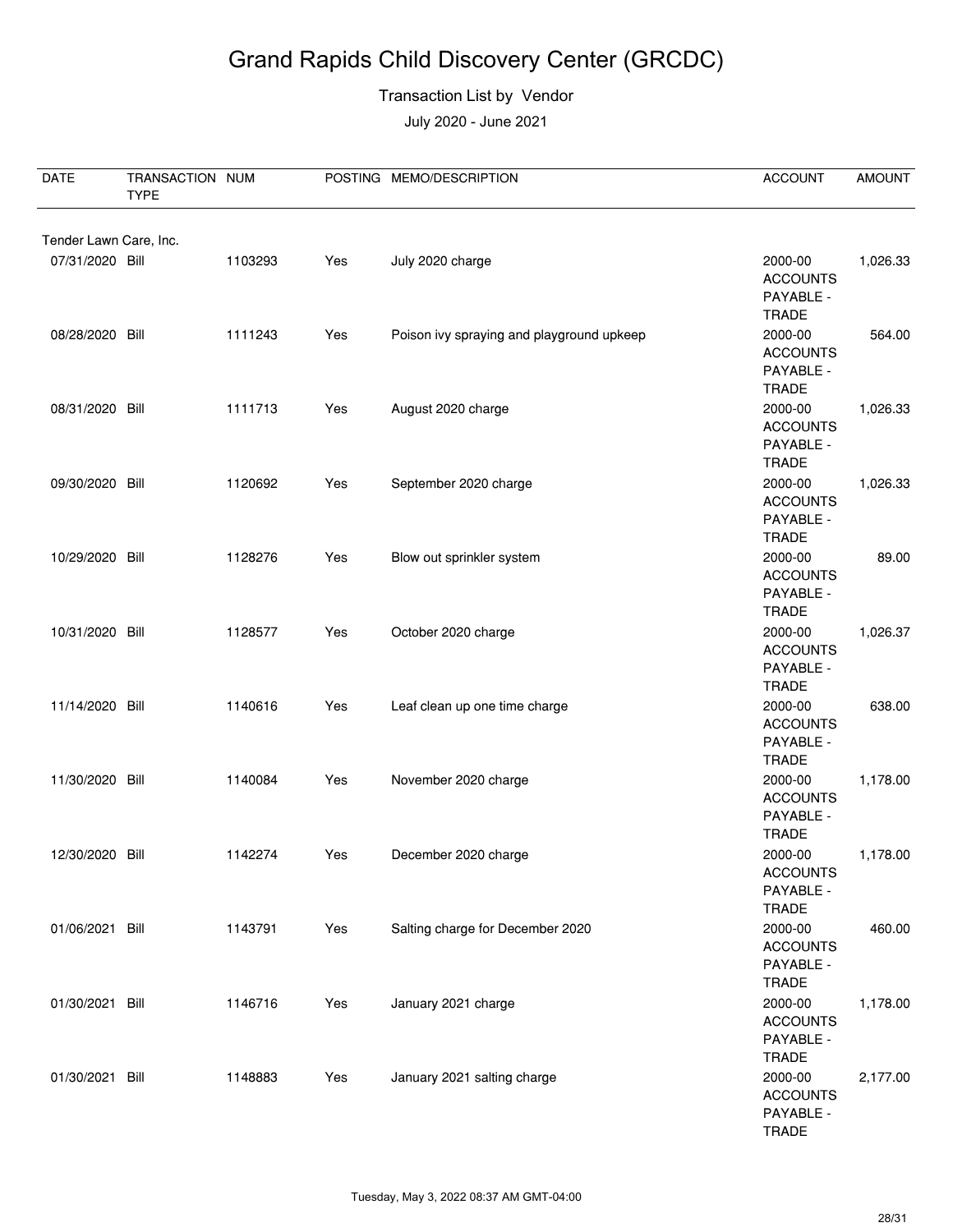# Grand Rapids Child Discovery Center (GRCDC)

Transaction List by Vendor

July 2020 - June 2021

| DATE | TRANSACTION TYPE | NUM | POSTING | MEMO/DESCRIPTION | ACCOUNT | AMOUNT |
|---|---|---|---|---|---|---|
| Tender Lawn Care, Inc. | | | | | | |
| 07/31/2020 | Bill | 1103293 | Yes | July 2020 charge | 2000-00 ACCOUNTS PAYABLE - TRADE | 1,026.33 |
| 08/28/2020 | Bill | 1111243 | Yes | Poison ivy spraying and playground upkeep | 2000-00 ACCOUNTS PAYABLE - TRADE | 564.00 |
| 08/31/2020 | Bill | 1111713 | Yes | August 2020 charge | 2000-00 ACCOUNTS PAYABLE - TRADE | 1,026.33 |
| 09/30/2020 | Bill | 1120692 | Yes | September 2020 charge | 2000-00 ACCOUNTS PAYABLE - TRADE | 1,026.33 |
| 10/29/2020 | Bill | 1128276 | Yes | Blow out sprinkler system | 2000-00 ACCOUNTS PAYABLE - TRADE | 89.00 |
| 10/31/2020 | Bill | 1128577 | Yes | October 2020 charge | 2000-00 ACCOUNTS PAYABLE - TRADE | 1,026.37 |
| 11/14/2020 | Bill | 1140616 | Yes | Leaf clean up one time charge | 2000-00 ACCOUNTS PAYABLE - TRADE | 638.00 |
| 11/30/2020 | Bill | 1140084 | Yes | November 2020 charge | 2000-00 ACCOUNTS PAYABLE - TRADE | 1,178.00 |
| 12/30/2020 | Bill | 1142274 | Yes | December 2020 charge | 2000-00 ACCOUNTS PAYABLE - TRADE | 1,178.00 |
| 01/06/2021 | Bill | 1143791 | Yes | Salting charge for December 2020 | 2000-00 ACCOUNTS PAYABLE - TRADE | 460.00 |
| 01/30/2021 | Bill | 1146716 | Yes | January 2021 charge | 2000-00 ACCOUNTS PAYABLE - TRADE | 1,178.00 |
| 01/30/2021 | Bill | 1148883 | Yes | January 2021 salting charge | 2000-00 ACCOUNTS PAYABLE - TRADE | 2,177.00 |

Tuesday, May 3, 2022 08:37 AM GMT-04:00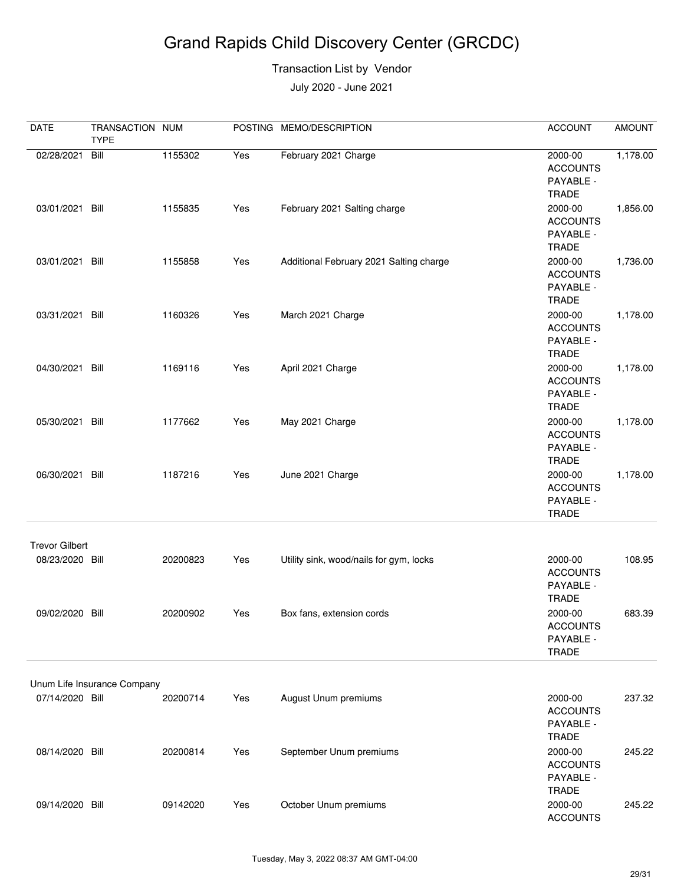# Grand Rapids Child Discovery Center (GRCDC)

Transaction List by Vendor

July 2020 - June 2021

| DATE | TRANSACTION TYPE | NUM | POSTING | MEMO/DESCRIPTION | ACCOUNT | AMOUNT |
|---|---|---|---|---|---|---|
| 02/28/2021 | Bill | 1155302 | Yes | February 2021 Charge | 2000-00 ACCOUNTS PAYABLE - TRADE | 1,178.00 |
| 03/01/2021 | Bill | 1155835 | Yes | February 2021 Salting charge | 2000-00 ACCOUNTS PAYABLE - TRADE | 1,856.00 |
| 03/01/2021 | Bill | 1155858 | Yes | Additional February 2021 Salting charge | 2000-00 ACCOUNTS PAYABLE - TRADE | 1,736.00 |
| 03/31/2021 | Bill | 1160326 | Yes | March 2021 Charge | 2000-00 ACCOUNTS PAYABLE - TRADE | 1,178.00 |
| 04/30/2021 | Bill | 1169116 | Yes | April 2021 Charge | 2000-00 ACCOUNTS PAYABLE - TRADE | 1,178.00 |
| 05/30/2021 | Bill | 1177662 | Yes | May 2021 Charge | 2000-00 ACCOUNTS PAYABLE - TRADE | 1,178.00 |
| 06/30/2021 | Bill | 1187216 | Yes | June 2021 Charge | 2000-00 ACCOUNTS PAYABLE - TRADE | 1,178.00 |
| **Trevor Gilbert** | | | | | | |
| 08/23/2020 | Bill | 20200823 | Yes | Utility sink, wood/nails for gym, locks | 2000-00 ACCOUNTS PAYABLE - TRADE | 108.95 |
| 09/02/2020 | Bill | 20200902 | Yes | Box fans, extension cords | 2000-00 ACCOUNTS PAYABLE - TRADE | 683.39 |
| **Unum Life Insurance Company** | | | | | | |
| 07/14/2020 | Bill | 20200714 | Yes | August Unum premiums | 2000-00 ACCOUNTS PAYABLE - TRADE | 237.32 |
| 08/14/2020 | Bill | 20200814 | Yes | September Unum premiums | 2000-00 ACCOUNTS PAYABLE - TRADE | 245.22 |
| 09/14/2020 | Bill | 09142020 | Yes | October Unum premiums | 2000-00 ACCOUNTS | 245.22 |

Tuesday, May 3, 2022 08:37 AM GMT-04:00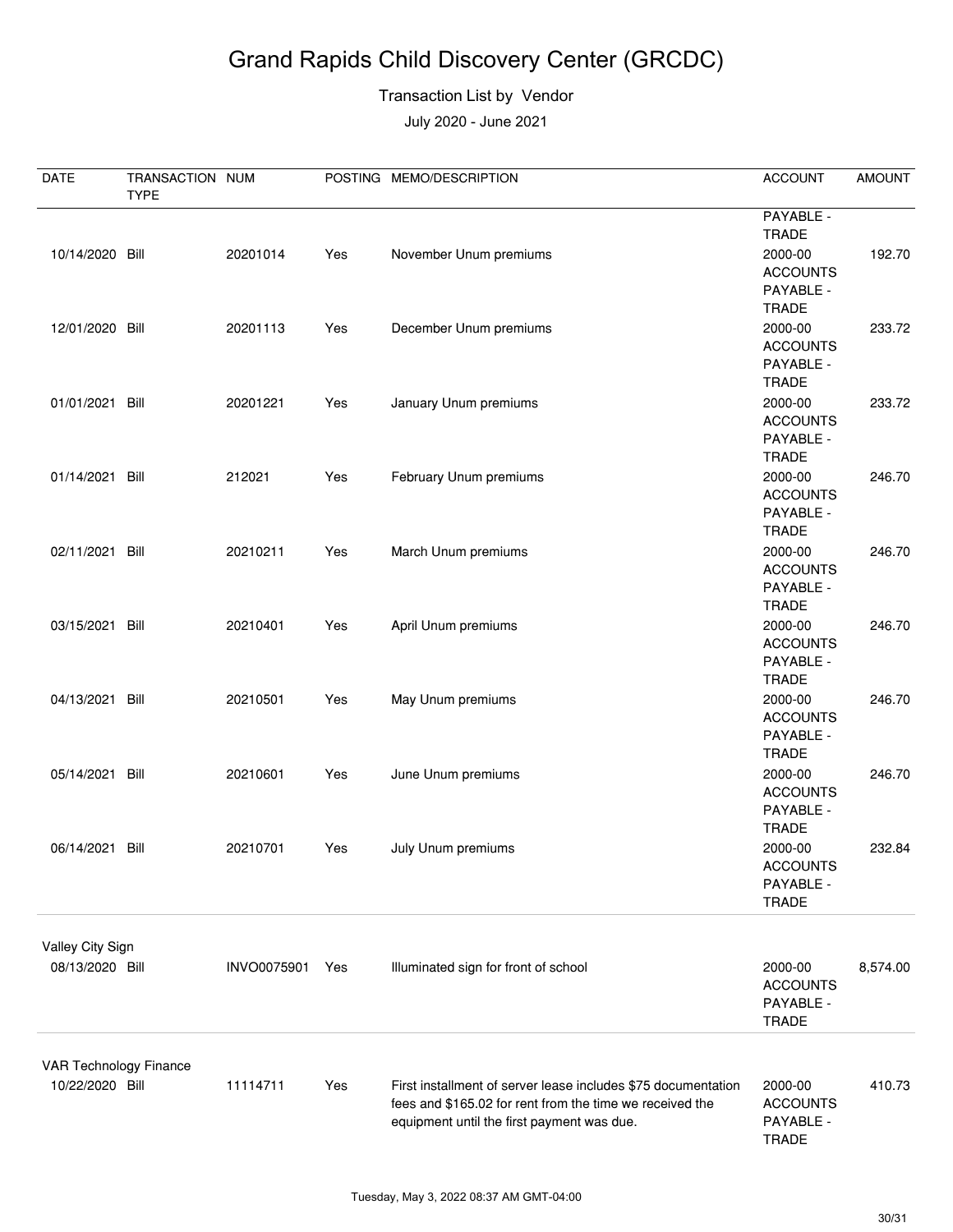# Grand Rapids Child Discovery Center (GRCDC)

Transaction List by Vendor

July 2020 - June 2021

| DATE | TRANSACTION TYPE | NUM | POSTING | MEMO/DESCRIPTION | ACCOUNT | AMOUNT |
|---|---|---|---|---|---|---|
| | | | | | PAYABLE - TRADE | |
| 10/14/2020 | Bill | 20201014 | Yes | November Unum premiums | 2000-00 ACCOUNTS PAYABLE - TRADE | 192.70 |
| 12/01/2020 | Bill | 20201113 | Yes | December Unum premiums | 2000-00 ACCOUNTS PAYABLE - TRADE | 233.72 |
| 01/01/2021 | Bill | 20201221 | Yes | January Unum premiums | 2000-00 ACCOUNTS PAYABLE - TRADE | 233.72 |
| 01/14/2021 | Bill | 212021 | Yes | February Unum premiums | 2000-00 ACCOUNTS PAYABLE - TRADE | 246.70 |
| 02/11/2021 | Bill | 20210211 | Yes | March Unum premiums | 2000-00 ACCOUNTS PAYABLE - TRADE | 246.70 |
| 03/15/2021 | Bill | 20210401 | Yes | April Unum premiums | 2000-00 ACCOUNTS PAYABLE - TRADE | 246.70 |
| 04/13/2021 | Bill | 20210501 | Yes | May Unum premiums | 2000-00 ACCOUNTS PAYABLE - TRADE | 246.70 |
| 05/14/2021 | Bill | 20210601 | Yes | June Unum premiums | 2000-00 ACCOUNTS PAYABLE - TRADE | 246.70 |
| 06/14/2021 | Bill | 20210701 | Yes | July Unum premiums | 2000-00 ACCOUNTS PAYABLE - TRADE | 232.84 |
| **Valley City Sign** | | | | | | |
| 08/13/2020 | Bill | INVO0075901 | Yes | Illuminated sign for front of school | 2000-00 ACCOUNTS PAYABLE - TRADE | 8,574.00 |
| **VAR Technology Finance** | | | | | | |
| 10/22/2020 | Bill | 11114711 | Yes | First installment of server lease includes $75 documentation fees and $165.02 for rent from the time we received the equipment until the first payment was due. | 2000-00 ACCOUNTS PAYABLE - TRADE | 410.73 |

Tuesday, May 3, 2022 08:37 AM GMT-04:00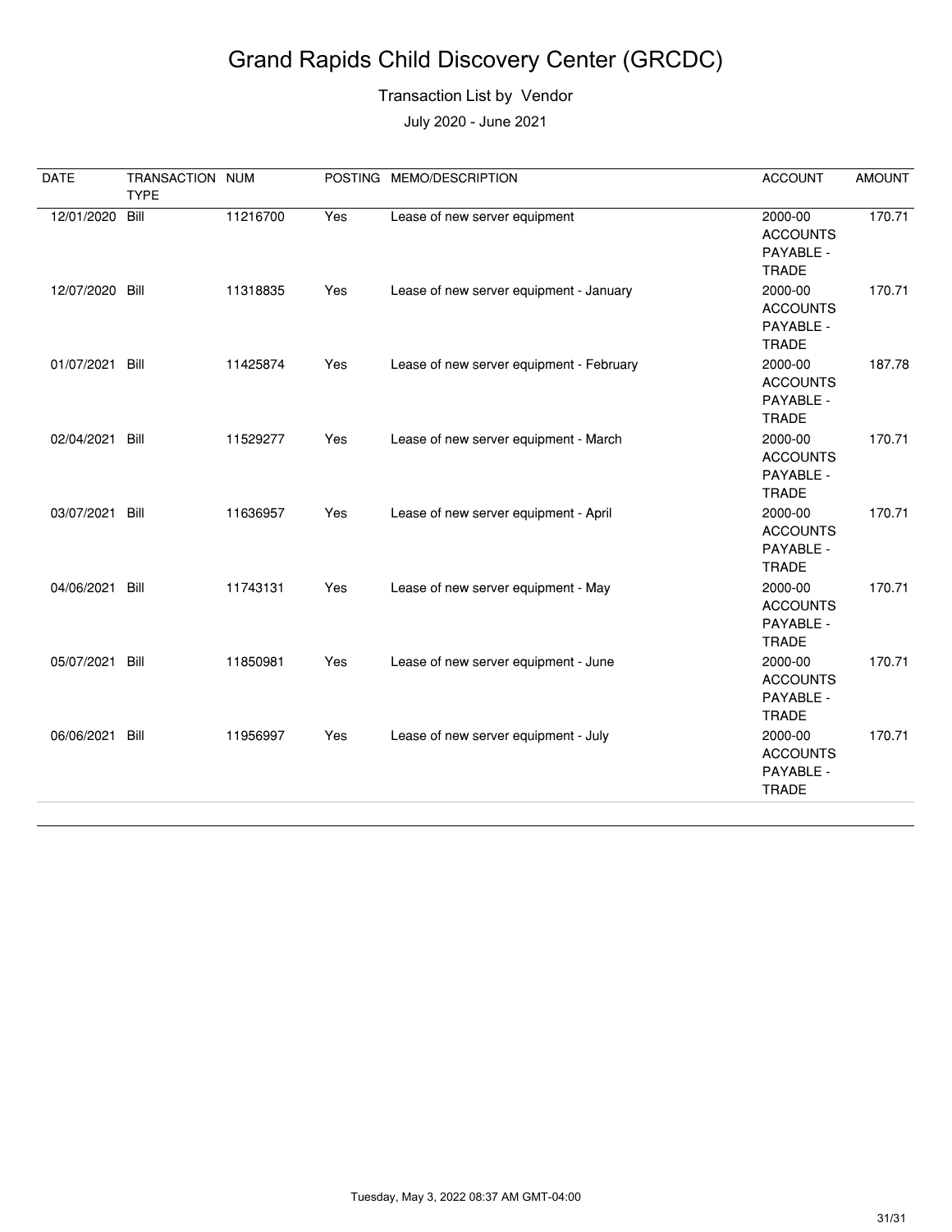# Grand Rapids Child Discovery Center (GRCDC)

Transaction List by Vendor

July 2020 - June 2021

| DATE | TRANSACTION TYPE | NUM | POSTING | MEMO/DESCRIPTION | ACCOUNT | AMOUNT |
|---|---|---|---|---|---|---|
| 12/01/2020 | Bill | 11216700 | Yes | Lease of new server equipment | 2000-00 ACCOUNTS PAYABLE - TRADE | 170.71 |
| 12/07/2020 | Bill | 11318835 | Yes | Lease of new server equipment - January | 2000-00 ACCOUNTS PAYABLE - TRADE | 170.71 |
| 01/07/2021 | Bill | 11425874 | Yes | Lease of new server equipment - February | 2000-00 ACCOUNTS PAYABLE - TRADE | 187.78 |
| 02/04/2021 | Bill | 11529277 | Yes | Lease of new server equipment - March | 2000-00 ACCOUNTS PAYABLE - TRADE | 170.71 |
| 03/07/2021 | Bill | 11636957 | Yes | Lease of new server equipment - April | 2000-00 ACCOUNTS PAYABLE - TRADE | 170.71 |
| 04/06/2021 | Bill | 11743131 | Yes | Lease of new server equipment - May | 2000-00 ACCOUNTS PAYABLE - TRADE | 170.71 |
| 05/07/2021 | Bill | 11850981 | Yes | Lease of new server equipment - June | 2000-00 ACCOUNTS PAYABLE - TRADE | 170.71 |
| 06/06/2021 | Bill | 11956997 | Yes | Lease of new server equipment - July | 2000-00 ACCOUNTS PAYABLE - TRADE | 170.71 |

Tuesday, May 3, 2022 08:37 AM GMT-04:00